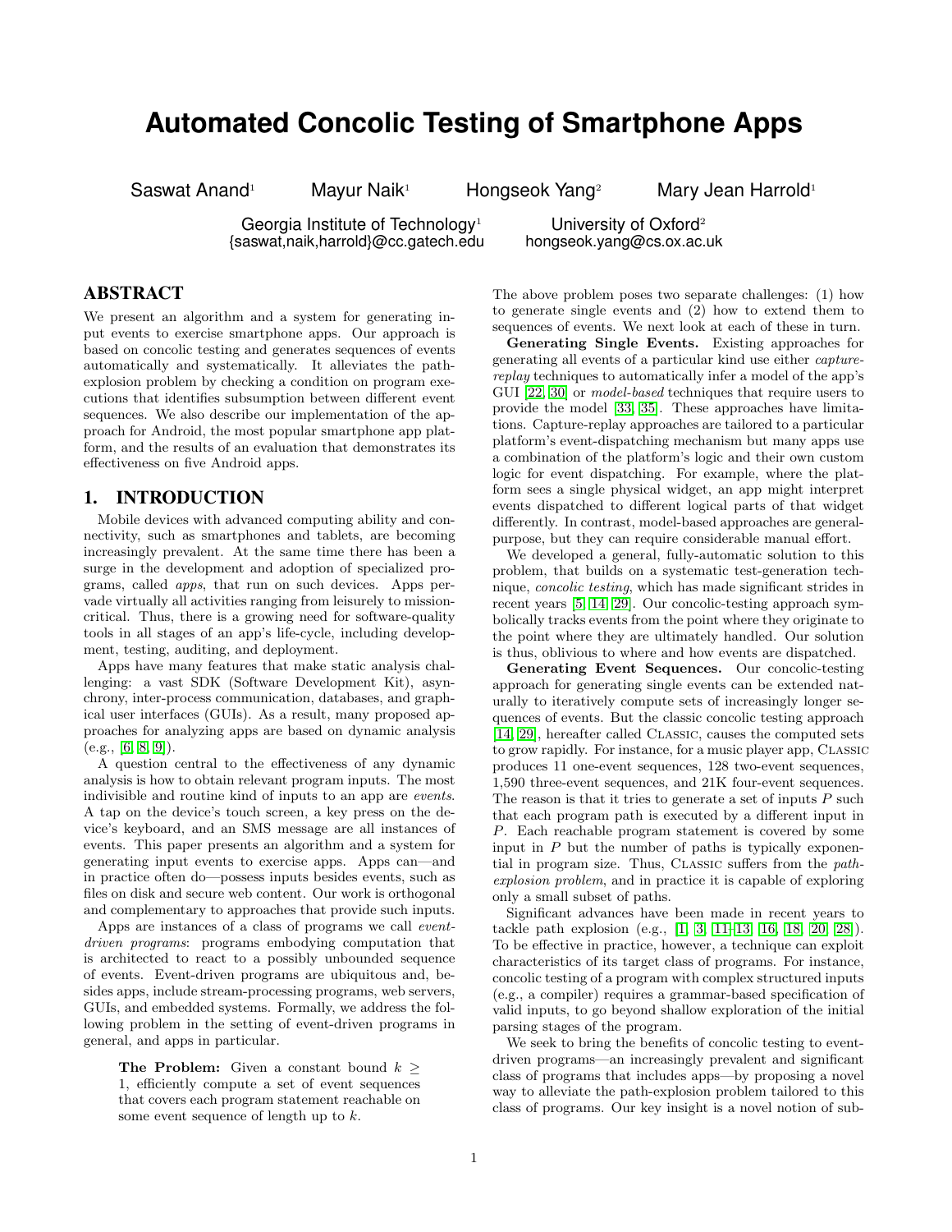# Automated Concolic Testing of Smartphone Apps

Saswat Anand[1] Mayur Naik[1] Hongseok Yang[2] Mary Jean Harrold[1]

Georgia Institute of Technology[1]
{saswat,naik,harrold}@cc.gatech.edu

University of Oxford[2]
hongseok.yang@cs.ox.ac.uk

## ABSTRACT

We present an algorithm and a system for generating input events to exercise smartphone apps. Our approach is based on concolic testing and generates sequences of events automatically and systematically. It alleviates the path-explosion problem by checking a condition on program executions that identifies subsumption between different event sequences. We also describe our implementation of the approach for Android, the most popular smartphone app platform, and the results of an evaluation that demonstrates its effectiveness on five Android apps.

## 1. INTRODUCTION

Mobile devices with advanced computing ability and connectivity, such as smartphones and tablets, are becoming increasingly prevalent. At the same time there has been a surge in the development and adoption of specialized programs, called *apps*, that run on such devices. Apps pervade virtually all activities ranging from leisurely to mission-critical. Thus, there is a growing need for software-quality tools in all stages of an app's life-cycle, including development, testing, auditing, and deployment.

Apps have many features that make static analysis challenging: a vast SDK (Software Development Kit), asynchrony, inter-process communication, databases, and graphical user interfaces (GUIs). As a result, many proposed approaches for analyzing apps are based on dynamic analysis (e.g., [6, 8, 9]).

A question central to the effectiveness of any dynamic analysis is how to obtain relevant program inputs. The most indivisible and routine kind of inputs to an app are *events*. A tap on the device's touch screen, a key press on the device's keyboard, and an SMS message are all instances of events. This paper presents an algorithm and a system for generating input events to exercise apps. Apps can—and in practice often do—possess inputs besides events, such as files on disk and secure web content. Our work is orthogonal and complementary to approaches that provide such inputs.

Apps are instances of a class of programs we call *event-driven programs*: programs embodying computation that is architected to react to a possibly unbounded sequence of events. Event-driven programs are ubiquitous and, besides apps, include stream-processing programs, web servers, GUIs, and embedded systems. Formally, we address the following problem in the setting of event-driven programs in general, and apps in particular.

> **The Problem:** Given a constant bound $k \geq 1$, efficiently compute a set of event sequences that covers each program statement reachable on some event sequence of length up to $k$.

The above problem poses two separate challenges: (1) how to generate single events and (2) how to extend them to sequences of events. We next look at each of these in turn.

**Generating Single Events.** Existing approaches for generating all events of a particular kind use either *capture-replay* techniques to automatically infer a model of the app's GUI [22, 30] or *model-based* techniques that require users to provide the model [33, 35]. These approaches have limitations. Capture-replay approaches are tailored to a particular platform's event-dispatching mechanism but many apps use a combination of the platform's logic and their own custom logic for event dispatching. For example, where the platform sees a single physical widget, an app might interpret events dispatched to different logical parts of that widget differently. In contrast, model-based approaches are general-purpose, but they can require considerable manual effort.

We developed a general, fully-automatic solution to this problem, that builds on a systematic test-generation technique, *concolic testing*, which has made significant strides in recent years [5, 14, 29]. Our concolic-testing approach symbolically tracks events from the point where they originate to the point where they are ultimately handled. Our solution is thus, oblivious to where and how events are dispatched.

**Generating Event Sequences.** Our concolic-testing approach for generating single events can be extended naturally to iteratively compute sets of increasingly longer sequences of events. But the classic concolic testing approach [14, 29], hereafter called Classic, causes the computed sets to grow rapidly. For instance, for a music player app, Classic produces 11 one-event sequences, 128 two-event sequences, 1,590 three-event sequences, and 21K four-event sequences. The reason is that it tries to generate a set of inputs $P$ such that each program path is executed by a different input in $P$. Each reachable program statement is covered by some input in $P$ but the number of paths is typically exponential in program size. Thus, Classic suffers from the *path-explosion problem*, and in practice it is capable of exploring only a small subset of paths.

Significant advances have been made in recent years to tackle path explosion (e.g., [1, 3, 11–13, 16, 18, 20, 28]). To be effective in practice, however, a technique can exploit characteristics of its target class of programs. For instance, concolic testing of a program with complex structured inputs (e.g., a compiler) requires a grammar-based specification of valid inputs, to go beyond shallow exploration of the initial parsing stages of the program.

We seek to bring the benefits of concolic testing to event-driven programs—an increasingly prevalent and significant class of programs that includes apps—by proposing a novel way to alleviate the path-explosion problem tailored to this class of programs. Our key insight is a novel notion of sub-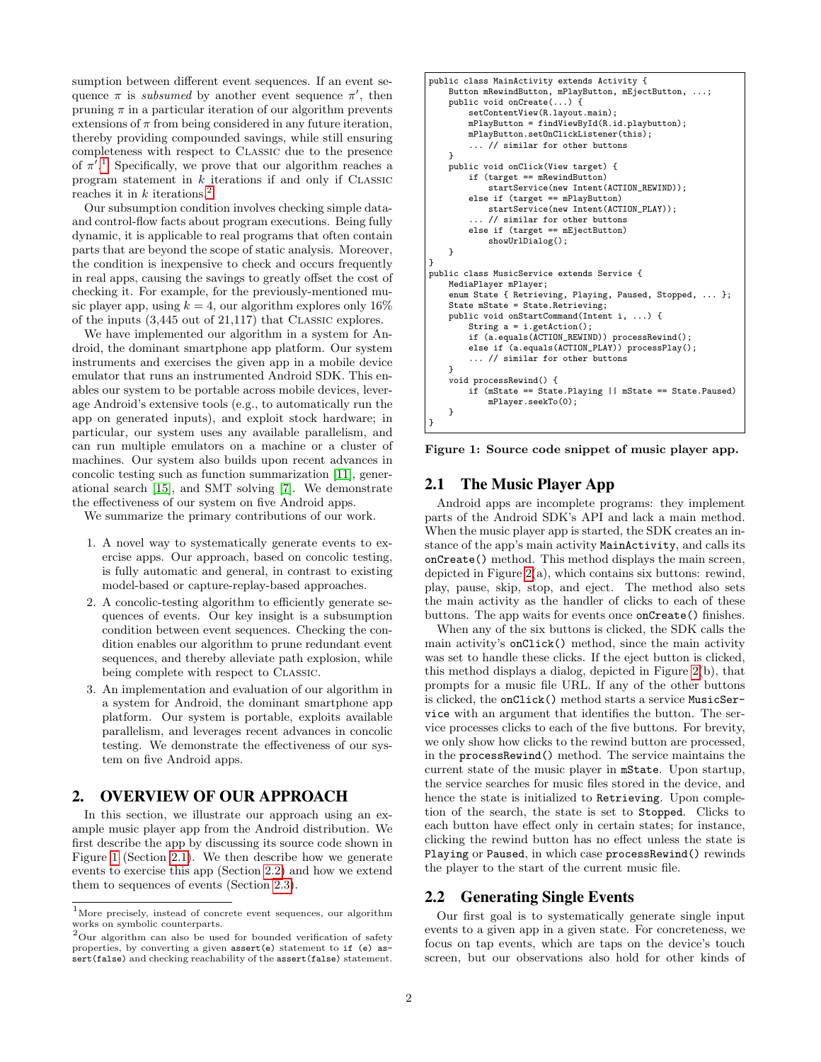sumption between different event sequences. If an event sequence $\pi$ is *subsumed* by another event sequence $\pi'$, then pruning $\pi$ in a particular iteration of our algorithm prevents extensions of $\pi$ from being considered in any future iteration, thereby providing compounded savings, while still ensuring completeness with respect to Classic due to the presence of $\pi'$.[1] Specifically, we prove that our algorithm reaches a program statement in $k$ iterations if and only if Classic reaches it in $k$ iterations.[2]

Our subsumption condition involves checking simple data- and control-flow facts about program executions. Being fully dynamic, it is applicable to real programs that often contain parts that are beyond the scope of static analysis. Moreover, the condition is inexpensive to check and occurs frequently in real apps, causing the savings to greatly offset the cost of checking it. For example, for the previously-mentioned music player app, using $k = 4$, our algorithm explores only 16% of the inputs (3,445 out of 21,117) that Classic explores.

We have implemented our algorithm in a system for Android, the dominant smartphone app platform. Our system instruments and exercises the given app in a mobile device emulator that runs an instrumented Android SDK. This enables our system to be portable across mobile devices, leverage Android's extensive tools (e.g., to automatically run the app on generated inputs), and exploit stock hardware; in particular, our system uses any available parallelism, and can run multiple emulators on a machine or a cluster of machines. Our system also builds upon recent advances in concolic testing such as function summarization [11], generational search [15], and SMT solving [7]. We demonstrate the effectiveness of our system on five Android apps.

We summarize the primary contributions of our work.

1. A novel way to systematically generate events to exercise apps. Our approach, based on concolic testing, is fully automatic and general, in contrast to existing model-based or capture-replay-based approaches.
2. A concolic-testing algorithm to efficiently generate sequences of events. Our key insight is a subsumption condition between event sequences. Checking the condition enables our algorithm to prune redundant event sequences, and thereby alleviate path explosion, while being complete with respect to Classic.
3. An implementation and evaluation of our algorithm in a system for Android, the dominant smartphone app platform. Our system is portable, exploits available parallelism, and leverages recent advances in concolic testing. We demonstrate the effectiveness of our system on five Android apps.

## 2. OVERVIEW OF OUR APPROACH

In this section, we illustrate our approach using an example music player app from the Android distribution. We first describe the app by discussing its source code shown in Figure 1 (Section 2.1). We then describe how we generate events to exercise this app (Section 2.2) and how we extend them to sequences of events (Section 2.3).

[1] More precisely, instead of concrete event sequences, our algorithm works on symbolic counterparts.

[2] Our algorithm can also be used for bounded verification of safety properties, by converting a given `assert(e)` statement to `if (e) assert(false)` and checking reachability of the `assert(false)` statement.

```
public class MainActivity extends Activity {
    Button mRewindButton, mPlayButton, mEjectButton, ...;
    public void onCreate(...) {
        setContentView(R.layout.main);
        mPlayButton = findViewById(R.id.playbutton);
        mPlayButton.setOnClickListener(this);
        ... // similar for other buttons
    }
    public void onClick(View target) {
        if (target == mRewindButton)
            startService(new Intent(ACTION_REWIND));
        else if (target == mPlayButton)
            startService(new Intent(ACTION_PLAY));
        ... // similar for other buttons
        else if (target == mEjectButton)
            showUrlDialog();
    }
}
public class MusicService extends Service {
    MediaPlayer mPlayer;
    enum State { Retrieving, Playing, Paused, Stopped, ... };
    State mState = State.Retrieving;
    public void onStartCommand(Intent i, ...) {
        String a = i.getAction();
        if (a.equals(ACTION_REWIND)) processRewind();
        else if (a.equals(ACTION_PLAY)) processPlay();
        ... // similar for other buttons
    }
    void processRewind() {
        if (mState == State.Playing || mState == State.Paused)
            mPlayer.seekTo(0);
    }
}
```

**Figure 1: Source code snippet of music player app.**

### 2.1 The Music Player App

Android apps are incomplete programs: they implement parts of the Android SDK's API and lack a main method. When the music player app is started, the SDK creates an instance of the app's main activity `MainActivity`, and calls its `onCreate()` method. This method displays the main screen, depicted in Figure 2(a), which contains six buttons: rewind, play, pause, skip, stop, and eject. The method also sets the main activity as the handler of clicks to each of these buttons. The app waits for events once `onCreate()` finishes.

When any of the six buttons is clicked, the SDK calls the main activity's `onClick()` method, since the main activity was set to handle these clicks. If the eject button is clicked, this method displays a dialog, depicted in Figure 2(b), that prompts for a music file URL. If any of the other buttons is clicked, the `onClick()` method starts a service `MusicService` with an argument that identifies the button. The service processes clicks to each of the five buttons. For brevity, we only show how clicks to the rewind button are processed, in the `processRewind()` method. The service maintains the current state of the music player in `mState`. Upon startup, the service searches for music files stored in the device, and hence the state is initialized to `Retrieving`. Upon completion of the search, the state is set to `Stopped`. Clicks to each button have effect only in certain states; for instance, clicking the rewind button has no effect unless the state is `Playing` or `Paused`, in which case `processRewind()` rewinds the player to the start of the current music file.

### 2.2 Generating Single Events

Our first goal is to systematically generate single input events to a given app in a given state. For concreteness, we focus on tap events, which are taps on the device's touch screen, but our observations also hold for other kinds of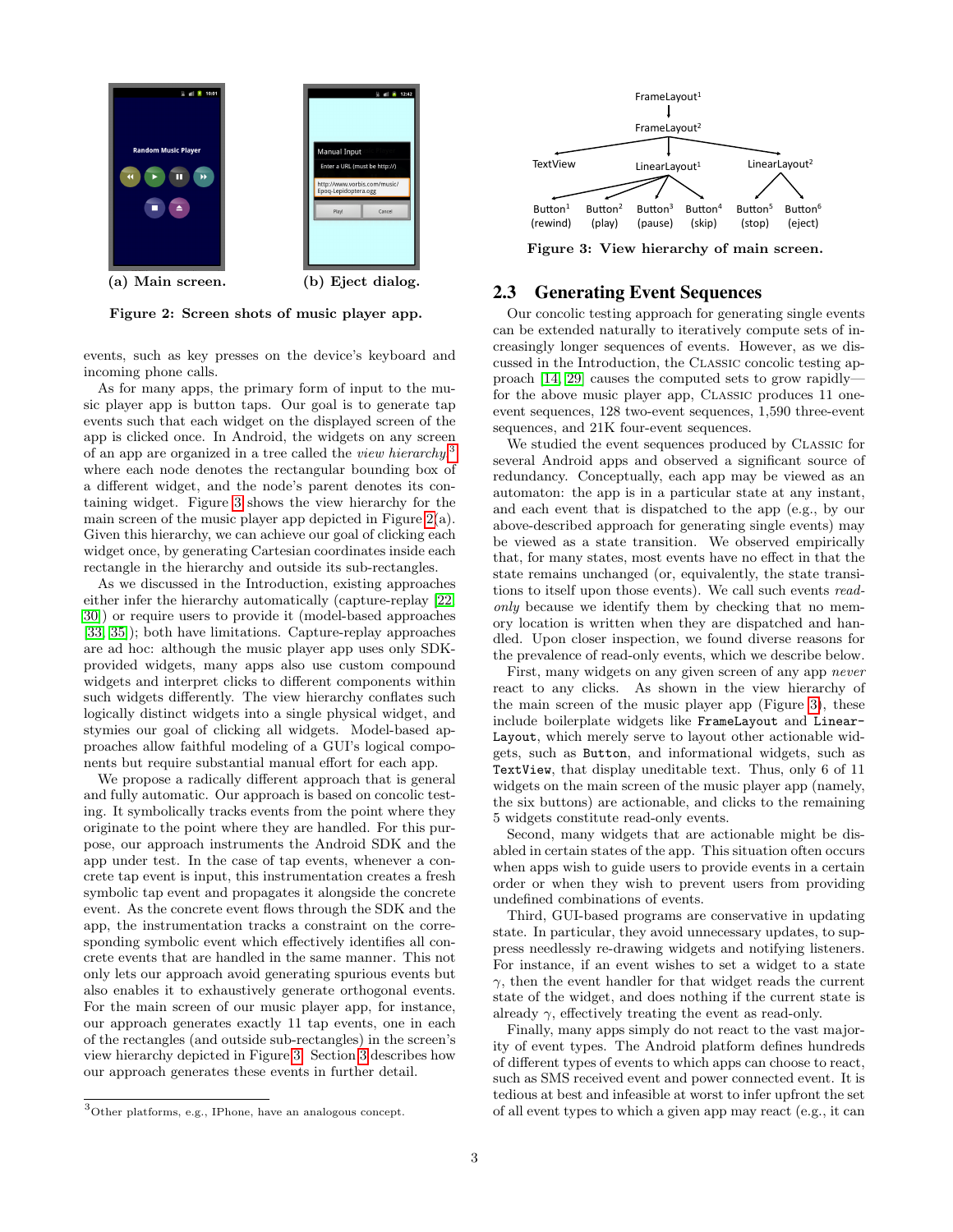(a) Main screen. (b) Eject dialog.

**Figure 2: Screen shots of music player app.**

events, such as key presses on the device's keyboard and incoming phone calls.

As for many apps, the primary form of input to the music player app is button taps. Our goal is to generate tap events such that each widget on the displayed screen of the app is clicked once. In Android, the widgets on any screen of an app are organized in a tree called the *view hierarchy*[3] where each node denotes the rectangular bounding box of a different widget, and the node's parent denotes its containing widget. Figure 3 shows the view hierarchy for the main screen of the music player app depicted in Figure 2(a). Given this hierarchy, we can achieve our goal of clicking each widget once, by generating Cartesian coordinates inside each rectangle in the hierarchy and outside its sub-rectangles.

As we discussed in the Introduction, existing approaches either infer the hierarchy automatically (capture-replay [22, 30]) or require users to provide it (model-based approaches [33, 35]); both have limitations. Capture-replay approaches are ad hoc: although the music player app uses only SDK-provided widgets, many apps also use custom compound widgets and interpret clicks to different components within such widgets differently. The view hierarchy conflates such logically distinct widgets into a single physical widget, and stymies our goal of clicking all widgets. Model-based approaches allow faithful modeling of a GUI's logical components but require substantial manual effort for each app.

We propose a radically different approach that is general and fully automatic. Our approach is based on concolic testing. It symbolically tracks events from the point where they originate to the point where they are handled. For this purpose, our approach instruments the Android SDK and the app under test. In the case of tap events, whenever a concrete tap event is input, this instrumentation creates a fresh symbolic tap event and propagates it alongside the concrete event. As the concrete event flows through the SDK and the app, the instrumentation tracks a constraint on the corresponding symbolic event which effectively identifies all concrete events that are handled in the same manner. This not only lets our approach avoid generating spurious events but also enables it to exhaustively generate orthogonal events. For the main screen of our music player app, for instance, our approach generates exactly 11 tap events, one in each of the rectangles (and outside sub-rectangles) in the screen's view hierarchy depicted in Figure 3. Section 3 describes how our approach generates these events in further detail.

[3]Other platforms, e.g., IPhone, have an analogous concept.

**Figure 3: View hierarchy of main screen.**

## 2.3 Generating Event Sequences

Our concolic testing approach for generating single events can be extended naturally to iteratively compute sets of increasingly longer sequences of events. However, as we discussed in the Introduction, the Classic concolic testing approach [14, 29] causes the computed sets to grow rapidly—for the above music player app, Classic produces 11 one-event sequences, 128 two-event sequences, 1,590 three-event sequences, and 21K four-event sequences.

We studied the event sequences produced by Classic for several Android apps and observed a significant source of redundancy. Conceptually, each app may be viewed as an automaton: the app is in a particular state at any instant, and each event that is dispatched to the app (e.g., by our above-described approach for generating single events) may be viewed as a state transition. We observed empirically that, for many states, most events have no effect in that the state remains unchanged (or, equivalently, the state transitions to itself upon those events). We call such events *read-only* because we identify them by checking that no memory location is written when they are dispatched and handled. Upon closer inspection, we found diverse reasons for the prevalence of read-only events, which we describe below.

First, many widgets on any given screen of any app *never* react to any clicks. As shown in the view hierarchy of the main screen of the music player app (Figure 3), these include boilerplate widgets like `FrameLayout` and `LinearLayout`, which merely serve to layout other actionable widgets, such as `Button`, and informational widgets, such as `TextView`, that display uneditable text. Thus, only 6 of 11 widgets on the main screen of the music player app (namely, the six buttons) are actionable, and clicks to the remaining 5 widgets constitute read-only events.

Second, many widgets that are actionable might be disabled in certain states of the app. This situation often occurs when apps wish to guide users to provide events in a certain order or when they wish to prevent users from providing undefined combinations of events.

Third, GUI-based programs are conservative in updating state. In particular, they avoid unnecessary updates, to suppress needlessly re-drawing widgets and notifying listeners. For instance, if an event wishes to set a widget to a state $\gamma$, then the event handler for that widget reads the current state of the widget, and does nothing if the current state is already $\gamma$, effectively treating the event as read-only.

Finally, many apps simply do not react to the vast majority of event types. The Android platform defines hundreds of different types of events to which apps can choose to react, such as SMS received event and power connected event. It is tedious at best and infeasible at worst to infer upfront the set of all event types to which a given app may react (e.g., it can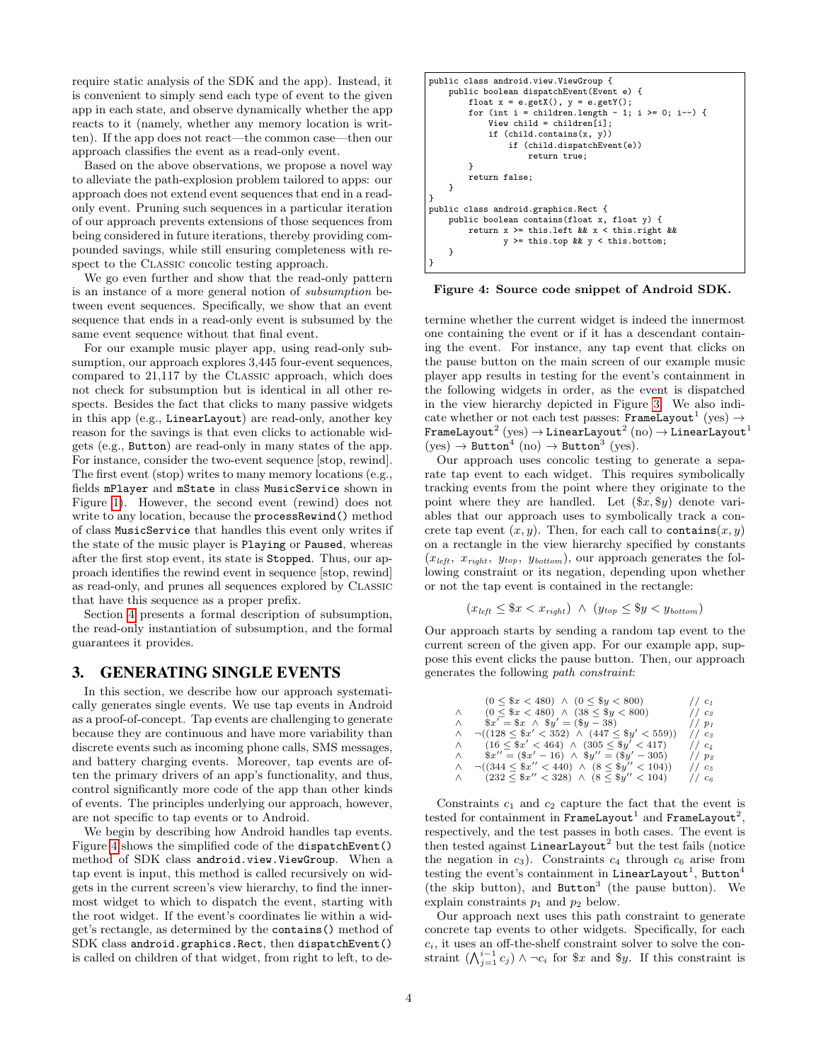require static analysis of the SDK and the app). Instead, it is convenient to simply send each type of event to the given app in each state, and observe dynamically whether the app reacts to it (namely, whether any memory location is written). If the app does not react—the common case—then our approach classifies the event as a read-only event.

Based on the above observations, we propose a novel way to alleviate the path-explosion problem tailored to apps: our approach does not extend event sequences that end in a read-only event. Pruning such sequences in a particular iteration of our approach prevents extensions of those sequences from being considered in future iterations, thereby providing compounded savings, while still ensuring completeness with respect to the Classic concolic testing approach.

We go even further and show that the read-only pattern is an instance of a more general notion of *subsumption* between event sequences. Specifically, we show that an event sequence that ends in a read-only event is subsumed by the same event sequence without that final event.

For our example music player app, using read-only subsumption, our approach explores 3,445 four-event sequences, compared to 21,117 by the Classic approach, which does not check for subsumption but is identical in all other respects. Besides the fact that clicks to many passive widgets in this app (e.g., `LinearLayout`) are read-only, another key reason for the savings is that even clicks to actionable widgets (e.g., `Button`) are read-only in many states of the app. For instance, consider the two-event sequence [stop, rewind]. The first event (stop) writes to many memory locations (e.g., fields `mPlayer` and `mState` in class `MusicService` shown in Figure 1). However, the second event (rewind) does not write to any location, because the `processRewind()` method of class `MusicService` that handles this event only writes if the state of the music player is `Playing` or `Paused`, whereas after the first stop event, its state is `Stopped`. Thus, our approach identifies the rewind event in sequence [stop, rewind] as read-only, and prunes all sequences explored by Classic that have this sequence as a proper prefix.

Section 4 presents a formal description of subsumption, the read-only instantiation of subsumption, and the formal guarantees it provides.

## 3. GENERATING SINGLE EVENTS

In this section, we describe how our approach systematically generates single events. We use tap events in Android as a proof-of-concept. Tap events are challenging to generate because they are continuous and have more variability than discrete events such as incoming phone calls, SMS messages, and battery charging events. Moreover, tap events are often the primary drivers of an app's functionality, and thus, control significantly more code of the app than other kinds of events. The principles underlying our approach, however, are not specific to tap events or to Android.

We begin by describing how Android handles tap events. Figure 4 shows the simplified code of the `dispatchEvent()` method of SDK class `android.view.ViewGroup`. When a tap event is input, this method is called recursively on widgets in the current screen's view hierarchy, to find the innermost widget to which to dispatch the event, starting with the root widget. If the event's coordinates lie within a widget's rectangle, as determined by the `contains()` method of SDK class `android.graphics.Rect`, then `dispatchEvent()` is called on children of that widget, from right to left, to determine whether the current widget is indeed the innermost one containing the event or if it has a descendant containing the event. For instance, any tap event that clicks on the pause button on the main screen of our example music player app results in testing for the event's containment in the following widgets in order, as the event is dispatched in the view hierarchy depicted in Figure 3. We also indicate whether or not each test passes: $\texttt{FrameLayout}^1$ (yes) → $\texttt{FrameLayout}^2$ (yes) → $\texttt{LinearLayout}^2$ (no) → $\texttt{LinearLayout}^1$ (yes) → $\texttt{Button}^4$ (no) → $\texttt{Button}^3$ (yes).

```
public class android.view.ViewGroup {
    public boolean dispatchEvent(Event e) {
        float x = e.getX(), y = e.getY();
        for (int i = children.length - 1; i >= 0; i--) {
            View child = children[i];
            if (child.contains(x, y))
                if (child.dispatchEvent(e))
                    return true;
        }
        return false;
    }
}
public class android.graphics.Rect {
    public boolean contains(float x, float y) {
        return x >= this.left && x < this.right &&
               y >= this.top && y < this.bottom;
    }
}
```

**Figure 4: Source code snippet of Android SDK.**

Our approach uses concolic testing to generate a separate tap event to each widget. This requires symbolically tracking events from the point where they originate to the point where they are handled. Let $(\$x, \$y)$ denote variables that our approach uses to symbolically track a concrete tap event $(x, y)$. Then, for each call to $\texttt{contains}(x, y)$ on a rectangle in the view hierarchy specified by constants $(x_{left},\ x_{right},\ y_{top},\ y_{bottom})$, our approach generates the following constraint or its negation, depending upon whether or not the tap event is contained in the rectangle:

$$(x_{left} \leq \$x < x_{right}) \ \wedge\ (y_{top} \leq \$y < y_{bottom})$$

Our approach starts by sending a random tap event to the current screen of the given app. For our example app, suppose this event clicks the pause button. Then, our approach generates the following *path constraint*:

$$\begin{array}{lll}
 & (0 \leq \$x < 480) \ \wedge\ (0 \leq \$y < 800) & // \ c_1 \\
\wedge & (0 \leq \$x < 480) \ \wedge\ (38 \leq \$y < 800) & // \ c_2 \\
\wedge & \$x' = \$x \ \wedge\ \$y' = (\$y - 38) & // \ p_1 \\
\wedge & \neg((128 \leq \$x' < 352) \ \wedge\ (447 \leq \$y' < 559)) & // \ c_3 \\
\wedge & (16 \leq \$x' < 464) \ \wedge\ (305 \leq \$y' < 417) & // \ c_4 \\
\wedge & \$x'' = (\$x' - 16) \ \wedge\ \$y'' = (\$y' - 305) & // \ p_2 \\
\wedge & \neg((344 \leq \$x'' < 440) \ \wedge\ (8 \leq \$y'' < 104)) & // \ c_5 \\
\wedge & (232 \leq \$x'' < 328) \ \wedge\ (8 \leq \$y'' < 104) & // \ c_6
\end{array}$$

Constraints $c_1$ and $c_2$ capture the fact that the event is tested for containment in $\texttt{FrameLayout}^1$ and $\texttt{FrameLayout}^2$, respectively, and the test passes in both cases. The event is then tested against $\texttt{LinearLayout}^2$ but the test fails (notice the negation in $c_3$). Constraints $c_4$ through $c_6$ arise from testing the event's containment in $\texttt{LinearLayout}^1$, $\texttt{Button}^4$ (the skip button), and $\texttt{Button}^3$ (the pause button). We explain constraints $p_1$ and $p_2$ below.

Our approach next uses this path constraint to generate concrete tap events to other widgets. Specifically, for each $c_i$, it uses an off-the-shelf constraint solver to solve the constraint $(\bigwedge_{j=1}^{i-1} c_j) \wedge \neg c_i$ for $\$x$ and $\$y$. If this constraint is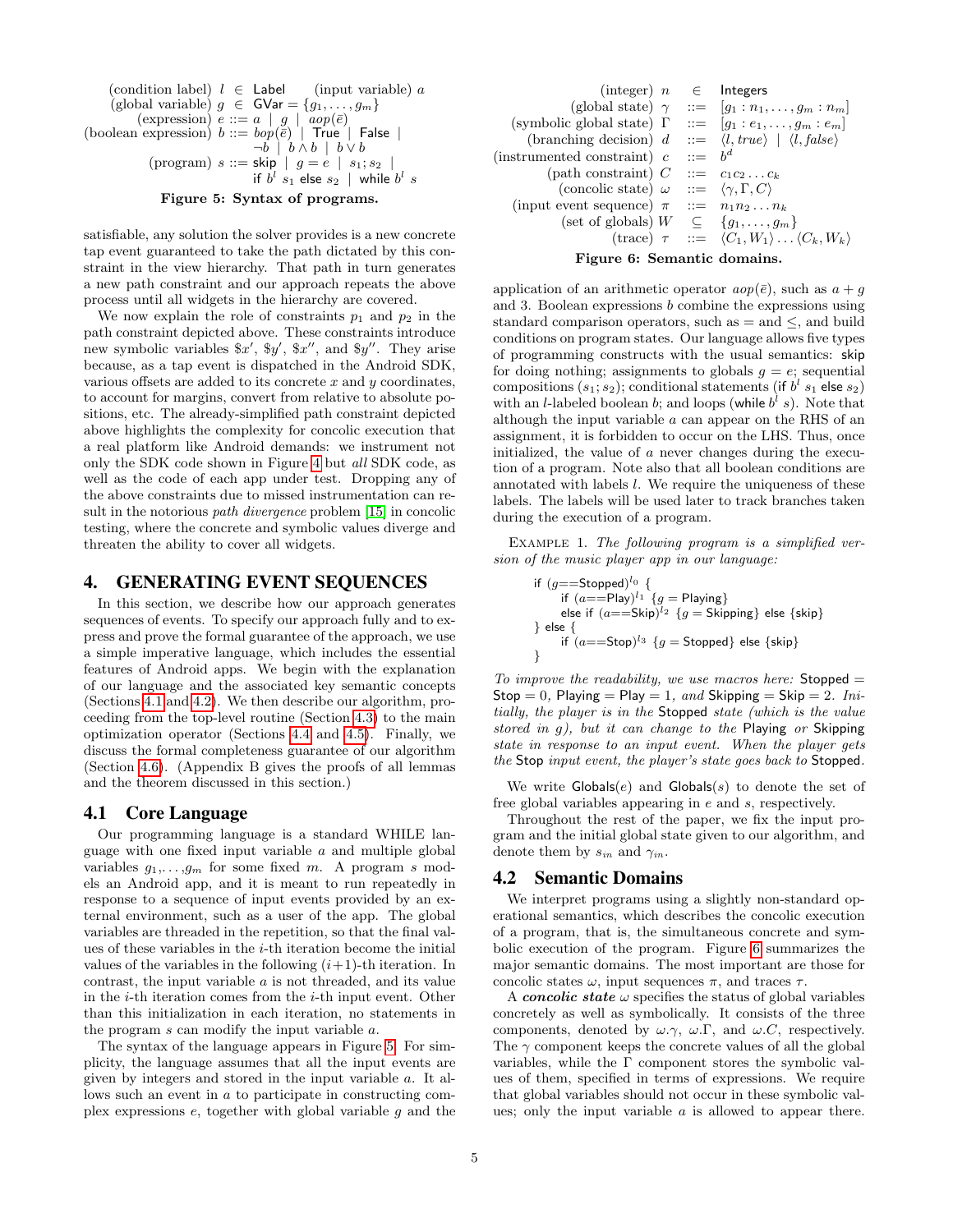$$
\begin{array}{rl}
\text{(condition label)} & l \in \mathsf{Label} \qquad \text{(input variable) } a \\
\text{(global variable)} & g \in \mathsf{GVar} = \{g_1, \ldots, g_m\} \\
\text{(expression)} & e ::= a \mid g \mid aop(\bar{e}) \\
\text{(boolean expression)} & b ::= bop(\bar{e}) \mid \mathsf{True} \mid \mathsf{False} \mid \\
& \quad \neg b \mid b \wedge b \mid b \vee b \\
\text{(program)} & s ::= \mathsf{skip} \mid g = e \mid s_1; s_2 \mid \\
& \quad \mathsf{if}\ b^l\ s_1\ \mathsf{else}\ s_2 \mid \mathsf{while}\ b^l\ s
\end{array}
$$

**Figure 5: Syntax of programs.**

satisfiable, any solution the solver provides is a new concrete tap event guaranteed to take the path dictated by this constraint in the view hierarchy. That path in turn generates a new path constraint and our approach repeats the above process until all widgets in the hierarchy are covered.

We now explain the role of constraints $p_1$ and $p_2$ in the path constraint depicted above. These constraints introduce new symbolic variables $\$x'$, $\$y'$, $\$x''$, and $\$y''$. They arise because, as a tap event is dispatched in the Android SDK, various offsets are added to its concrete $x$ and $y$ coordinates, to account for margins, convert from relative to absolute positions, etc. The already-simplified path constraint depicted above highlights the complexity for concolic execution that a real platform like Android demands: we instrument not only the SDK code shown in Figure 4 but *all* SDK code, as well as the code of each app under test. Dropping any of the above constraints due to missed instrumentation can result in the notorious *path divergence* problem [15] in concolic testing, where the concrete and symbolic values diverge and threaten the ability to cover all widgets.

## 4. GENERATING EVENT SEQUENCES

In this section, we describe how our approach generates sequences of events. To specify our approach fully and to express and prove the formal guarantee of the approach, we use a simple imperative language, which includes the essential features of Android apps. We begin with the explanation of our language and the associated key semantic concepts (Sections 4.1 and 4.2). We then describe our algorithm, proceeding from the top-level routine (Section 4.3) to the main optimization operator (Sections 4.4 and 4.5). Finally, we discuss the formal completeness guarantee of our algorithm (Section 4.6). (Appendix B gives the proofs of all lemmas and the theorem discussed in this section.)

### 4.1 Core Language

Our programming language is a standard WHILE language with one fixed input variable $a$ and multiple global variables $g_1, \ldots, g_m$ for some fixed $m$. A program $s$ models an Android app, and it is meant to run repeatedly in response to a sequence of input events provided by an external environment, such as a user of the app. The global variables are threaded in the repetition, so that the final values of these variables in the $i$-th iteration become the initial values of the variables in the following $(i+1)$-th iteration. In contrast, the input variable $a$ is not threaded, and its value in the $i$-th iteration comes from the $i$-th input event. Other than this initialization in each iteration, no statements in the program $s$ can modify the input variable $a$.

The syntax of the language appears in Figure 5. For simplicity, the language assumes that all the input events are given by integers and stored in the input variable $a$. It allows such an event in $a$ to participate in constructing complex expressions $e$, together with global variable $g$ and the application of an arithmetic operator $aop(\bar{e})$, such as $a + g$ and 3. Boolean expressions $b$ combine the expressions using standard comparison operators, such as $=$ and $\leq$, and build conditions on program states. Our language allows five types of programming constructs with the usual semantics: skip for doing nothing; assignments to globals $g = e$; sequential compositions $(s_1; s_2)$; conditional statements (if $b^l$ $s_1$ else $s_2$) with an $l$-labeled boolean $b$; and loops (while $b^l$ $s$). Note that although the input variable $a$ can appear on the RHS of an assignment, it is forbidden to occur on the LHS. Thus, once initialized, the value of $a$ never changes during the execution of a program. Note also that all boolean conditions are annotated with labels $l$. We require the uniqueness of these labels. The labels will be used later to track branches taken during the execution of a program.

Example 1. *The following program is a simplified version of the music player app in our language:*

```
if (g==Stopped)^{l0} {
    if (a==Play)^{l1} {g = Playing}
    else if (a==Skip)^{l2} {g = Skipping} else {skip}
} else {
    if (a==Stop)^{l3} {g = Stopped} else {skip}
}
```

*To improve the readability, we use macros here:* Stopped = Stop = 0, Playing = Play = 1, *and* Skipping = Skip = 2. *Initially, the player is in the* Stopped *state (which is the value stored in $g$), but it can change to the* Playing *or* Skipping *state in response to an input event. When the player gets the* Stop *input event, the player's state goes back to* Stopped.

We write $\mathsf{Globals}(e)$ and $\mathsf{Globals}(s)$ to denote the set of free global variables appearing in $e$ and $s$, respectively.

Throughout the rest of the paper, we fix the input program and the initial global state given to our algorithm, and denote them by $s_{in}$ and $\gamma_{in}$.

$$
\begin{array}{rrcl}
\text{(integer)} & n & \in & \mathsf{Integers} \\
\text{(global state)} & \gamma & ::= & [g_1 : n_1, \ldots, g_m : n_m] \\
\text{(symbolic global state)} & \Gamma & ::= & [g_1 : e_1, \ldots, g_m : e_m] \\
\text{(branching decision)} & d & ::= & \langle l, true \rangle \mid \langle l, false \rangle \\
\text{(instrumented constraint)} & c & ::= & b^d \\
\text{(path constraint)} & C & ::= & c_1 c_2 \ldots c_k \\
\text{(concolic state)} & \omega & ::= & \langle \gamma, \Gamma, C \rangle \\
\text{(input event sequence)} & \pi & ::= & n_1 n_2 \ldots n_k \\
\text{(set of globals)} & W & \subseteq & \{g_1, \ldots, g_m\} \\
\text{(trace)} & \tau & ::= & \langle C_1, W_1 \rangle \ldots \langle C_k, W_k \rangle
\end{array}
$$

**Figure 6: Semantic domains.**

### 4.2 Semantic Domains

We interpret programs using a slightly non-standard operational semantics, which describes the concolic execution of a program, that is, the simultaneous concrete and symbolic execution of the program. Figure 6 summarizes the major semantic domains. The most important are those for concolic states $\omega$, input sequences $\pi$, and traces $\tau$.

A ***concolic state*** $\omega$ specifies the status of global variables concretely as well as symbolically. It consists of the three components, denoted by $\omega.\gamma$, $\omega.\Gamma$, and $\omega.C$, respectively. The $\gamma$ component keeps the concrete values of all the global variables, while the $\Gamma$ component stores the symbolic values of them, specified in terms of expressions. We require that global variables should not occur in these symbolic values; only the input variable $a$ is allowed to appear there.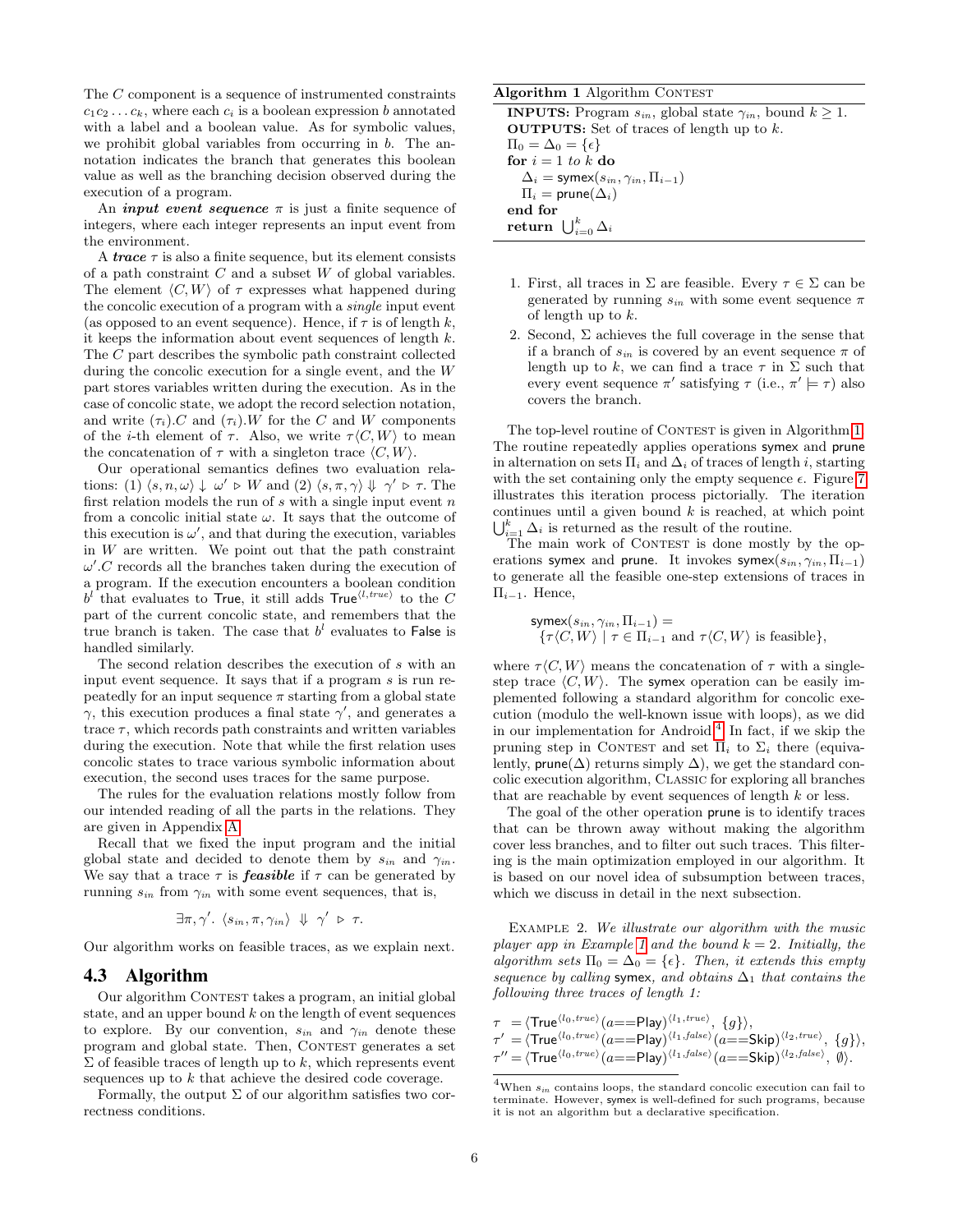The $C$ component is a sequence of instrumented constraints $c_1 c_2 \ldots c_k$, where each $c_i$ is a boolean expression $b$ annotated with a label and a boolean value. As for symbolic values, we prohibit global variables from occurring in $b$. The annotation indicates the branch that generates this boolean value as well as the branching decision observed during the execution of a program.

An ***input event sequence*** $\pi$ is just a finite sequence of integers, where each integer represents an input event from the environment.

A ***trace*** $\tau$ is also a finite sequence, but its element consists of a path constraint $C$ and a subset $W$ of global variables. The element $\langle C, W \rangle$ of $\tau$ expresses what happened during the concolic execution of a program with a *single* input event (as opposed to an event sequence). Hence, if $\tau$ is of length $k$, it keeps the information about event sequences of length $k$. The $C$ part describes the symbolic path constraint collected during the concolic execution for a single event, and the $W$ part stores variables written during the execution. As in the case of concolic state, we adopt the record selection notation, and write $(\tau_i).C$ and $(\tau_i).W$ for the $C$ and $W$ components of the $i$-th element of $\tau$. Also, we write $\tau\langle C, W \rangle$ to mean the concatenation of $\tau$ with a singleton trace $\langle C, W \rangle$.

Our operational semantics defines two evaluation relations: (1) $\langle s, n, \omega \rangle \downarrow \omega' \triangleright W$ and (2) $\langle s, \pi, \gamma \rangle \Downarrow \gamma' \triangleright \tau$. The first relation models the run of $s$ with a single input event $n$ from a concolic initial state $\omega$. It says that the outcome of this execution is $\omega'$, and that during the execution, variables in $W$ are written. We point out that the path constraint $\omega'.C$ records all the branches taken during the execution of a program. If the execution encounters a boolean condition $b^l$ that evaluates to $\mathsf{True}$, it still adds $\mathsf{True}^{\langle l, true \rangle}$ to the $C$ part of the current concolic state, and remembers that the true branch is taken. The case that $b^l$ evaluates to $\mathsf{False}$ is handled similarly.

The second relation describes the execution of $s$ with an input event sequence. It says that if a program $s$ is run repeatedly for an input sequence $\pi$ starting from a global state $\gamma$, this execution produces a final state $\gamma'$, and generates a trace $\tau$, which records path constraints and written variables during the execution. Note that while the first relation uses concolic states to trace various symbolic information about execution, the second uses traces for the same purpose.

The rules for the evaluation relations mostly follow from our intended reading of all the parts in the relations. They are given in Appendix A.

Recall that we fixed the input program and the initial global state and decided to denote them by $s_{in}$ and $\gamma_{in}$. We say that a trace $\tau$ is ***feasible*** if $\tau$ can be generated by running $s_{in}$ from $\gamma_{in}$ with some event sequences, that is,

$$\exists \pi, \gamma'.\ \langle s_{in}, \pi, \gamma_{in} \rangle \Downarrow \gamma' \triangleright \tau.$$

Our algorithm works on feasible traces, as we explain next.

## 4.3 Algorithm

Our algorithm Contest takes a program, an initial global state, and an upper bound $k$ on the length of event sequences to explore. By our convention, $s_{in}$ and $\gamma_{in}$ denote these program and global state. Then, Contest generates a set $\Sigma$ of feasible traces of length up to $k$, which represents event sequences up to $k$ that achieve the desired code coverage.

Formally, the output $\Sigma$ of our algorithm satisfies two correctness conditions.

---

**Algorithm 1** Algorithm Contest

**INPUTS:** Program $s_{in}$, global state $\gamma_{in}$, bound $k \geq 1$.
**OUTPUTS:** Set of traces of length up to $k$.
$\Pi_0 = \Delta_0 = \{\epsilon\}$
**for** $i = 1$ *to* $k$ **do**
  $\Delta_i = \mathsf{symex}(s_{in}, \gamma_{in}, \Pi_{i-1})$
  $\Pi_i = \mathsf{prune}(\Delta_i)$
**end for**
**return** $\bigcup_{i=0}^{k} \Delta_i$

---

1. First, all traces in $\Sigma$ are feasible. Every $\tau \in \Sigma$ can be generated by running $s_{in}$ with some event sequence $\pi$ of length up to $k$.
2. Second, $\Sigma$ achieves the full coverage in the sense that if a branch of $s_{in}$ is covered by an event sequence $\pi$ of length up to $k$, we can find a trace $\tau$ in $\Sigma$ such that every event sequence $\pi'$ satisfying $\tau$ (i.e., $\pi' \models \tau$) also covers the branch.

The top-level routine of Contest is given in Algorithm 1. The routine repeatedly applies operations $\mathsf{symex}$ and $\mathsf{prune}$ in alternation on sets $\Pi_i$ and $\Delta_i$ of traces of length $i$, starting with the set containing only the empty sequence $\epsilon$. Figure 7 illustrates this iteration process pictorially. The iteration continues until a given bound $k$ is reached, at which point $\bigcup_{i=1}^{k} \Delta_i$ is returned as the result of the routine.

The main work of Contest is done mostly by the operations $\mathsf{symex}$ and $\mathsf{prune}$. It invokes $\mathsf{symex}(s_{in}, \gamma_{in}, \Pi_{i-1})$ to generate all the feasible one-step extensions of traces in $\Pi_{i-1}$. Hence,

$$\begin{aligned} &\mathsf{symex}(s_{in}, \gamma_{in}, \Pi_{i-1}) = \\ &\quad \{\tau\langle C, W \rangle \mid \tau \in \Pi_{i-1} \text{ and } \tau\langle C, W \rangle \text{ is feasible}\}, \end{aligned}$$

where $\tau\langle C, W \rangle$ means the concatenation of $\tau$ with a single-step trace $\langle C, W \rangle$. The $\mathsf{symex}$ operation can be easily implemented following a standard algorithm for concolic execution (modulo the well-known issue with loops), as we did in our implementation for Android.[4] In fact, if we skip the pruning step in Contest and set $\Pi_i$ to $\Sigma_i$ there (equivalently, $\mathsf{prune}(\Delta)$ returns simply $\Delta$), we get the standard concolic execution algorithm, Classic for exploring all branches that are reachable by event sequences of length $k$ or less.

The goal of the other operation $\mathsf{prune}$ is to identify traces that can be thrown away without making the algorithm cover less branches, and to filter out such traces. This filtering is the main optimization employed in our algorithm. It is based on our novel idea of subsumption between traces, which we discuss in detail in the next subsection.

Example 2. *We illustrate our algorithm with the music player app in Example 1 and the bound $k = 2$. Initially, the algorithm sets $\Pi_0 = \Delta_0 = \{\epsilon\}$. Then, it extends this empty sequence by calling* $\mathsf{symex}$*, and obtains $\Delta_1$ that contains the following three traces of length 1:*

$$\begin{aligned} \tau\ &= \langle \mathsf{True}^{\langle l_0, true \rangle} (a\text{==}\mathsf{Play})^{\langle l_1, true \rangle},\ \{g\} \rangle, \\ \tau' &= \langle \mathsf{True}^{\langle l_0, true \rangle} (a\text{==}\mathsf{Play})^{\langle l_1, false \rangle} (a\text{==}\mathsf{Skip})^{\langle l_2, true \rangle},\ \{g\} \rangle, \\ \tau'' &= \langle \mathsf{True}^{\langle l_0, true \rangle} (a\text{==}\mathsf{Play})^{\langle l_1, false \rangle} (a\text{==}\mathsf{Skip})^{\langle l_2, false \rangle},\ \emptyset \rangle. \end{aligned}$$

[4] When $s_{in}$ contains loops, the standard concolic execution can fail to terminate. However, $\mathsf{symex}$ is well-defined for such programs, because it is not an algorithm but a declarative specification.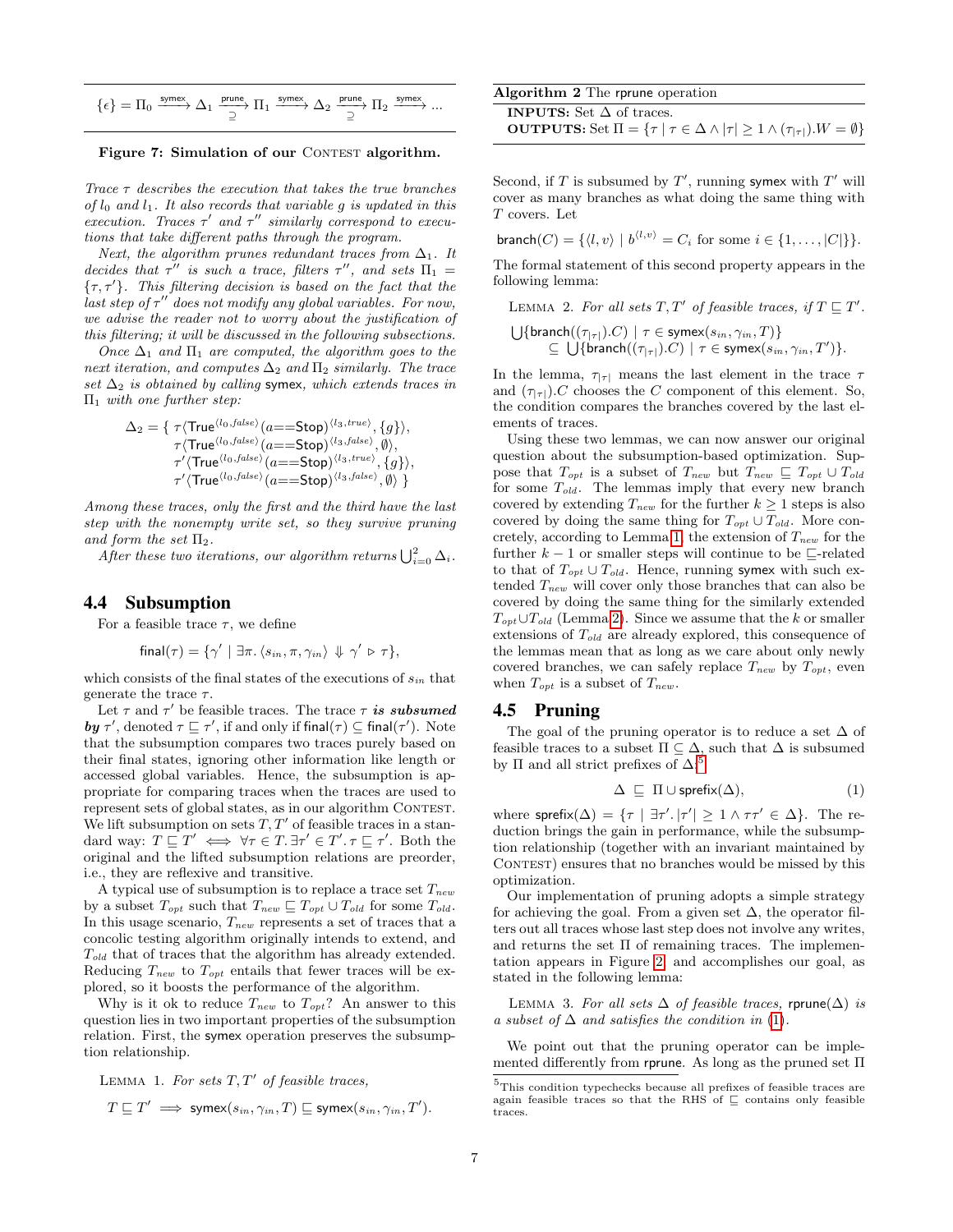$$\{\epsilon\} = \Pi_0 \xrightarrow{\text{symex}} \Delta_1 \underset{\supseteq}{\xrightarrow{\text{prune}}} \Pi_1 \xrightarrow{\text{symex}} \Delta_2 \underset{\supseteq}{\xrightarrow{\text{prune}}} \Pi_2 \xrightarrow{\text{symex}} \ldots$$

**Figure 7: Simulation of our Contest algorithm.**

*Trace $\tau$ describes the execution that takes the true branches of $l_0$ and $l_1$. It also records that variable $g$ is updated in this execution. Traces $\tau'$ and $\tau''$ similarly correspond to executions that take different paths through the program.*

*Next, the algorithm prunes redundant traces from $\Delta_1$. It decides that $\tau''$ is such a trace, filters $\tau''$, and sets $\Pi_1 = \{\tau, \tau'\}$. This filtering decision is based on the fact that the last step of $\tau''$ does not modify any global variables. For now, we advise the reader not to worry about the justification of this filtering; it will be discussed in the following subsections.*

*Once $\Delta_1$ and $\Pi_1$ are computed, the algorithm goes to the next iteration, and computes $\Delta_2$ and $\Pi_2$ similarly. The trace set $\Delta_2$ is obtained by calling* symex*, which extends traces in $\Pi_1$ with one further step:*

$$\begin{aligned}\Delta_2 = \{\ & \tau\langle \mathsf{True}^{\langle l_0, false\rangle}(a{=}{=}\mathsf{Stop})^{\langle l_3, true\rangle}, \{g\}\rangle, \\ & \tau\langle \mathsf{True}^{\langle l_0, false\rangle}(a{=}{=}\mathsf{Stop})^{\langle l_3, false\rangle}, \emptyset\rangle, \\ & \tau'\langle \mathsf{True}^{\langle l_0, false\rangle}(a{=}{=}\mathsf{Stop})^{\langle l_3, true\rangle}, \{g\}\rangle, \\ & \tau'\langle \mathsf{True}^{\langle l_0, false\rangle}(a{=}{=}\mathsf{Stop})^{\langle l_3, false\rangle}, \emptyset\rangle\ \}\end{aligned}$$

*Among these traces, only the first and the third have the last step with the nonempty write set, so they survive pruning and form the set $\Pi_2$.*

*After these two iterations, our algorithm returns $\bigcup_{i=0}^{2} \Delta_i$.*

## 4.4 Subsumption

For a feasible trace $\tau$, we define

$$\mathsf{final}(\tau) = \{\gamma' \mid \exists \pi.\, \langle s_{in}, \pi, \gamma_{in}\rangle \Downarrow \gamma' \rhd \tau\},$$

which consists of the final states of the executions of $s_{in}$ that generate the trace $\tau$.

Let $\tau$ and $\tau'$ be feasible traces. The trace $\tau$ ***is subsumed by*** $\tau'$, denoted $\tau \sqsubseteq \tau'$, if and only if $\mathsf{final}(\tau) \subseteq \mathsf{final}(\tau')$. Note that the subsumption compares two traces purely based on their final states, ignoring other information like length or accessed global variables. Hence, the subsumption is appropriate for comparing traces when the traces are used to represent sets of global states, as in our algorithm Contest. We lift subsumption on sets $T, T'$ of feasible traces in a standard way: $T \sqsubseteq T' \iff \forall \tau \in T.\, \exists \tau' \in T'.\, \tau \sqsubseteq \tau'$. Both the original and the lifted subsumption relations are preorder, i.e., they are reflexive and transitive.

A typical use of subsumption is to replace a trace set $T_{new}$ by a subset $T_{opt}$ such that $T_{new} \sqsubseteq T_{opt} \cup T_{old}$ for some $T_{old}$. In this usage scenario, $T_{new}$ represents a set of traces that a concolic testing algorithm originally intends to extend, and $T_{old}$ that of traces that the algorithm has already extended. Reducing $T_{new}$ to $T_{opt}$ entails that fewer traces will be explored, so it boosts the performance of the algorithm.

Why is it ok to reduce $T_{new}$ to $T_{opt}$? An answer to this question lies in two important properties of the subsumption relation. First, the symex operation preserves the subsumption relationship.

Lemma 1. *For sets $T, T'$ of feasible traces,*

$$T \sqsubseteq T' \implies \mathsf{symex}(s_{in}, \gamma_{in}, T) \sqsubseteq \mathsf{symex}(s_{in}, \gamma_{in}, T').$$

**Algorithm 2** The rprune operation

**INPUTS:** Set $\Delta$ of traces.
**OUTPUTS:** Set $\Pi = \{\tau \mid \tau \in \Delta \wedge |\tau| \geq 1 \wedge (\tau_{|\tau|}).W = \emptyset\}$

Second, if $T$ is subsumed by $T'$, running symex with $T'$ will cover as many branches as what doing the same thing with $T$ covers. Let

$$\mathsf{branch}(C) = \{\langle l, v\rangle \mid b^{\langle l, v\rangle} = C_i \text{ for some } i \in \{1, \ldots, |C|\}\}.$$

The formal statement of this second property appears in the following lemma:

Lemma 2. *For all sets $T, T'$ of feasible traces, if $T \sqsubseteq T'$.*

$$\begin{aligned}&\bigcup\{\mathsf{branch}((\tau_{|\tau|}).C) \mid \tau \in \mathsf{symex}(s_{in}, \gamma_{in}, T)\} \\ &\quad \subseteq \bigcup\{\mathsf{branch}((\tau_{|\tau|}).C) \mid \tau \in \mathsf{symex}(s_{in}, \gamma_{in}, T')\}.\end{aligned}$$

In the lemma, $\tau_{|\tau|}$ means the last element in the trace $\tau$ and $(\tau_{|\tau|}).C$ chooses the $C$ component of this element. So, the condition compares the branches covered by the last elements of traces.

Using these two lemmas, we can now answer our original question about the subsumption-based optimization. Suppose that $T_{opt}$ is a subset of $T_{new}$ but $T_{new} \sqsubseteq T_{opt} \cup T_{old}$ for some $T_{old}$. The lemmas imply that every new branch covered by extending $T_{new}$ for the further $k \geq 1$ steps is also covered by doing the same thing for $T_{opt} \cup T_{old}$. More concretely, according to Lemma 1, the extension of $T_{new}$ for the further $k-1$ or smaller steps will continue to be $\sqsubseteq$-related to that of $T_{opt} \cup T_{old}$. Hence, running symex with such extended $T_{new}$ will cover only those branches that can also be covered by doing the same thing for the similarly extended $T_{opt} \cup T_{old}$ (Lemma 2). Since we assume that the $k$ or smaller extensions of $T_{old}$ are already explored, this consequence of the lemmas mean that as long as we care about only newly covered branches, we can safely replace $T_{new}$ by $T_{opt}$, even when $T_{opt}$ is a subset of $T_{new}$.

## 4.5 Pruning

The goal of the pruning operator is to reduce a set $\Delta$ of feasible traces to a subset $\Pi \subseteq \Delta$, such that $\Delta$ is subsumed by $\Pi$ and all strict prefixes of $\Delta$:[5]

$$\Delta \sqsubseteq \Pi \cup \mathsf{sprefix}(\Delta), \tag{1}$$

where $\mathsf{sprefix}(\Delta) = \{\tau \mid \exists \tau'.\, |\tau'| \geq 1 \wedge \tau\tau' \in \Delta\}$. The reduction brings the gain in performance, while the subsumption relationship (together with an invariant maintained by Contest) ensures that no branches would be missed by this optimization.

Our implementation of pruning adopts a simple strategy for achieving the goal. From a given set $\Delta$, the operator filters out all traces whose last step does not involve any writes, and returns the set $\Pi$ of remaining traces. The implementation appears in Figure 2, and accomplishes our goal, as stated in the following lemma:

Lemma 3. *For all sets $\Delta$ of feasible traces,* rprune($\Delta$) *is a subset of $\Delta$ and satisfies the condition in* (1).

We point out that the pruning operator can be implemented differently from rprune. As long as the pruned set $\Pi$

[5] This condition typechecks because all prefixes of feasible traces are again feasible traces so that the RHS of $\sqsubseteq$ contains only feasible traces.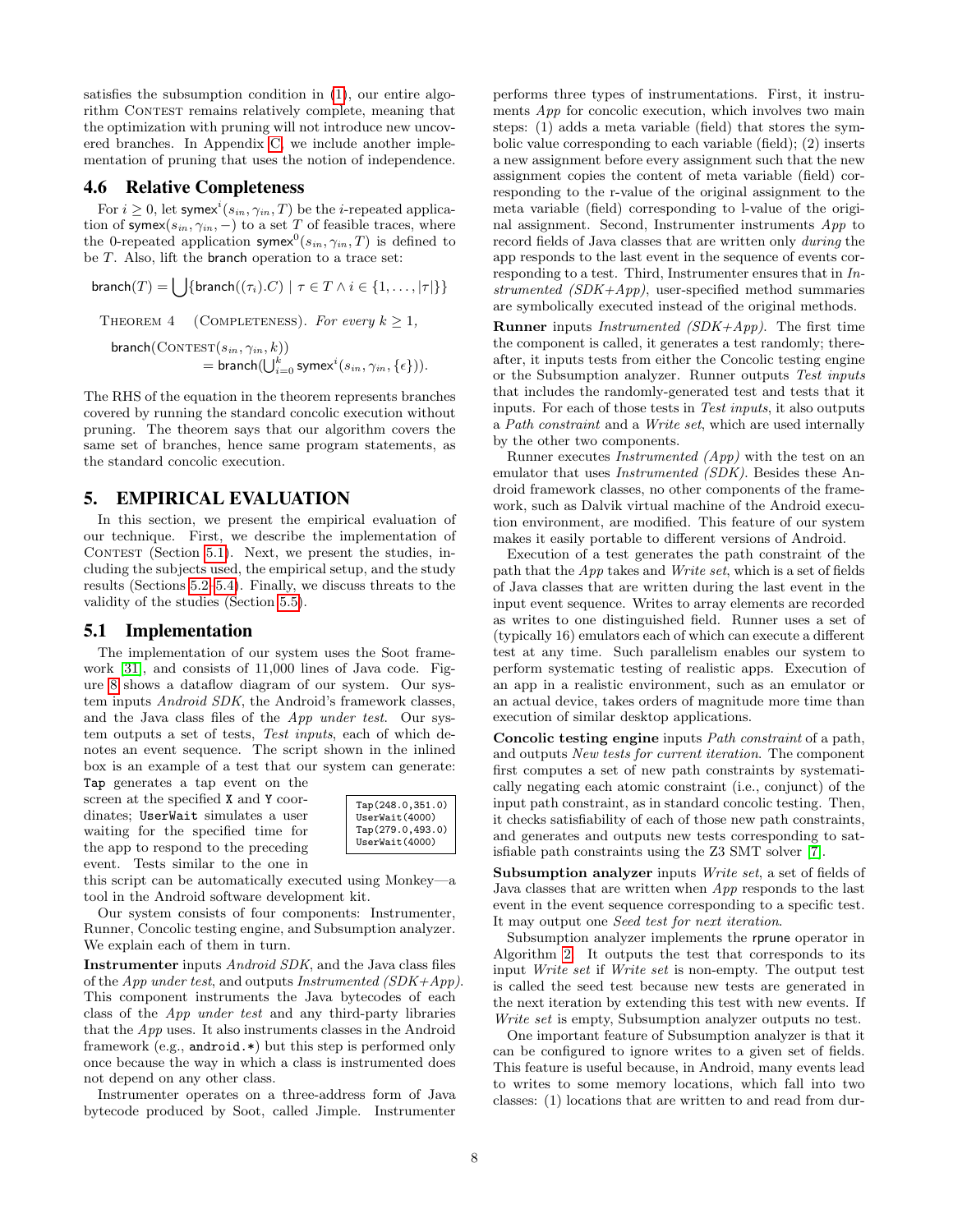satisfies the subsumption condition in (1), our entire algorithm Contest remains relatively complete, meaning that the optimization with pruning will not introduce new uncovered branches. In Appendix C, we include another implementation of pruning that uses the notion of independence.

## 4.6 Relative Completeness

For $i \geq 0$, let $\mathsf{symex}^i(s_{in}, \gamma_{in}, T)$ be the $i$-repeated application of $\mathsf{symex}(s_{in}, \gamma_{in}, -)$ to a set $T$ of feasible traces, where the 0-repeated application $\mathsf{symex}^0(s_{in}, \gamma_{in}, T)$ is defined to be $T$. Also, lift the $\mathsf{branch}$ operation to a trace set:

$$\mathsf{branch}(T) = \bigcup \{\mathsf{branch}((\tau_i).C) \mid \tau \in T \wedge i \in \{1, \ldots, |\tau|\}\}$$

Theorem 4 (Completeness). *For every $k \geq 1$,*

$$\mathsf{branch}(\textsc{Contest}(s_{in}, \gamma_{in}, k)) = \mathsf{branch}(\textstyle\bigcup_{i=0}^{k} \mathsf{symex}^i(s_{in}, \gamma_{in}, \{\epsilon\})).$$

The RHS of the equation in the theorem represents branches covered by running the standard concolic execution without pruning. The theorem says that our algorithm covers the same set of branches, hence same program statements, as the standard concolic execution.

# 5. EMPIRICAL EVALUATION

In this section, we present the empirical evaluation of our technique. First, we describe the implementation of Contest (Section 5.1). Next, we present the studies, including the subjects used, the empirical setup, and the study results (Sections 5.2–5.4). Finally, we discuss threats to the validity of the studies (Section 5.5).

## 5.1 Implementation

The implementation of our system uses the Soot framework [31], and consists of 11,000 lines of Java code. Figure 8 shows a dataflow diagram of our system. Our system inputs *Android SDK*, the Android's framework classes, and the Java class files of the *App under test*. Our system outputs a set of tests, *Test inputs*, each of which denotes an event sequence. The script shown in the inlined box is an example of a test that our system can generate: `Tap` generates a tap event on the screen at the specified `X` and `Y` coordinates; `UserWait` simulates a user waiting for the specified time for the app to respond to the preceding event. Tests similar to the one in this script can be automatically executed using Monkey—a tool in the Android software development kit.

```
Tap(248.0,351.0)
UserWait(4000)
Tap(279.0,493.0)
UserWait(4000)
```

Our system consists of four components: Instrumenter, Runner, Concolic testing engine, and Subsumption analyzer. We explain each of them in turn.

**Instrumenter** inputs *Android SDK*, and the Java class files of the *App under test*, and outputs *Instrumented (SDK+App)*. This component instruments the Java bytecodes of each class of the *App under test* and any third-party libraries that the *App* uses. It also instruments classes in the Android framework (e.g., `android.*`) but this step is performed only once because the way in which a class is instrumented does not depend on any other class.

Instrumenter operates on a three-address form of Java bytecode produced by Soot, called Jimple. Instrumenter performs three types of instrumentations. First, it instruments *App* for concolic execution, which involves two main steps: (1) adds a meta variable (field) that stores the symbolic value corresponding to each variable (field); (2) inserts a new assignment before every assignment such that the new assignment copies the content of meta variable (field) corresponding to the r-value of the original assignment to the meta variable (field) corresponding to l-value of the original assignment. Second, Instrumenter instruments *App* to record fields of Java classes that are written only *during* the app responds to the last event in the sequence of events corresponding to a test. Third, Instrumenter ensures that in *Instrumented (SDK+App)*, user-specified method summaries are symbolically executed instead of the original methods.

**Runner** inputs *Instrumented (SDK+App)*. The first time the component is called, it generates a test randomly; thereafter, it inputs tests from either the Concolic testing engine or the Subsumption analyzer. Runner outputs *Test inputs* that includes the randomly-generated test and tests that it inputs. For each of those tests in *Test inputs*, it also outputs a *Path constraint* and a *Write set*, which are used internally by the other two components.

Runner executes *Instrumented (App)* with the test on an emulator that uses *Instrumented (SDK)*. Besides these Android framework classes, no other components of the framework, such as Dalvik virtual machine of the Android execution environment, are modified. This feature of our system makes it easily portable to different versions of Android.

Execution of a test generates the path constraint of the path that the *App* takes and *Write set*, which is a set of fields of Java classes that are written during the last event in the input event sequence. Writes to array elements are recorded as writes to one distinguished field. Runner uses a set of (typically 16) emulators each of which can execute a different test at any time. Such parallelism enables our system to perform systematic testing of realistic apps. Execution of an app in a realistic environment, such as an emulator or an actual device, takes orders of magnitude more time than execution of similar desktop applications.

**Concolic testing engine** inputs *Path constraint* of a path, and outputs *New tests for current iteration*. The component first computes a set of new path constraints by systematically negating each atomic constraint (i.e., conjunct) of the input path constraint, as in standard concolic testing. Then, it checks satisfiability of each of those new path constraints, and generates and outputs new tests corresponding to satisfiable path constraints using the Z3 SMT solver [7].

**Subsumption analyzer** inputs *Write set*, a set of fields of Java classes that are written when *App* responds to the last event in the event sequence corresponding to a specific test. It may output one *Seed test for next iteration*.

Subsumption analyzer implements the $\mathsf{rprune}$ operator in Algorithm 2. It outputs the test that corresponds to its input *Write set* if *Write set* is non-empty. The output test is called the seed test because new tests are generated in the next iteration by extending this test with new events. If *Write set* is empty, Subsumption analyzer outputs no test.

One important feature of Subsumption analyzer is that it can be configured to ignore writes to a given set of fields. This feature is useful because, in Android, many events lead to writes to some memory locations, which fall into two classes: (1) locations that are written to and read from dur-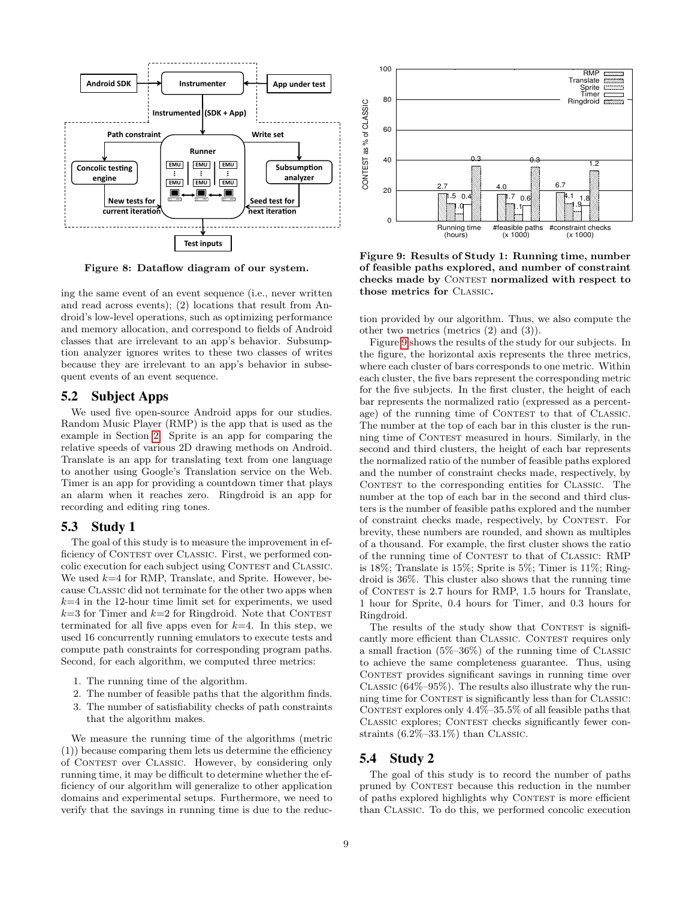Figure 8: Dataflow diagram of our system.

ing the same event of an event sequence (i.e., never written and read across events); (2) locations that result from Android's low-level operations, such as optimizing performance and memory allocation, and correspond to fields of Android classes that are irrelevant to an app's behavior. Subsumption analyzer ignores writes to these two classes of writes because they are irrelevant to an app's behavior in subsequent events of an event sequence.

## 5.2 Subject Apps

We used five open-source Android apps for our studies. Random Music Player (RMP) is the app that is used as the example in Section 2. Sprite is an app for comparing the relative speeds of various 2D drawing methods on Android. Translate is an app for translating text from one language to another using Google's Translation service on the Web. Timer is an app for providing a countdown timer that plays an alarm when it reaches zero. Ringdroid is an app for recording and editing ring tones.

## 5.3 Study 1

The goal of this study is to measure the improvement in efficiency of Contest over Classic. First, we performed concolic execution for each subject using Contest and Classic. We used $k$=4 for RMP, Translate, and Sprite. However, because Classic did not terminate for the other two apps when $k$=4 in the 12-hour time limit set for experiments, we used $k$=3 for Timer and $k$=2 for Ringdroid. Note that Contest terminated for all five apps even for $k$=4. In this step, we used 16 concurrently running emulators to execute tests and compute path constraints for corresponding program paths. Second, for each algorithm, we computed three metrics:

1. The running time of the algorithm.
2. The number of feasible paths that the algorithm finds.
3. The number of satisfiability checks of path constraints that the algorithm makes.

We measure the running time of the algorithms (metric (1)) because comparing them lets us determine the efficiency of Contest over Classic. However, by considering only running time, it may be difficult to determine whether the efficiency of our algorithm will generalize to other application domains and experimental setups. Furthermore, we need to verify that the savings in running time is due to the reduction provided by our algorithm. Thus, we also compute the other two metrics (metrics (2) and (3)).

Figure 9: Results of Study 1: Running time, number of feasible paths explored, and number of constraint checks made by Contest normalized with respect to those metrics for Classic.

Figure 9 shows the results of the study for our subjects. In the figure, the horizontal axis represents the three metrics, where each cluster of bars corresponds to one metric. Within each cluster, the five bars represent the corresponding metric for the five subjects. In the first cluster, the height of each bar represents the normalized ratio (expressed as a percentage) of the running time of Contest to that of Classic. The number at the top of each bar in this cluster is the running time of Contest measured in hours. Similarly, in the second and third clusters, the height of each bar represents the normalized ratio of the number of feasible paths explored and the number of constraint checks made, respectively, by Contest to the corresponding entities for Classic. The number at the top of each bar in the second and third clusters is the number of feasible paths explored and the number of constraint checks made, respectively, by Contest. For brevity, these numbers are rounded, and shown as multiples of a thousand. For example, the first cluster shows the ratio of the running time of Contest to that of Classic: RMP is 18%; Translate is 15%; Sprite is 5%; Timer is 11%; Ringdroid is 36%. This cluster also shows that the running time of Contest is 2.7 hours for RMP, 1.5 hours for Translate, 1 hour for Sprite, 0.4 hours for Timer, and 0.3 hours for Ringdroid.

The results of the study show that Contest is significantly more efficient than Classic. Contest requires only a small fraction (5%–36%) of the running time of Classic to achieve the same completeness guarantee. Thus, using Contest provides significant savings in running time over Classic (64%–95%). The results also illustrate why the running time for Contest is significantly less than for Classic: Contest explores only 4.4%–35.5% of all feasible paths that Classic explores; Contest checks significantly fewer constraints (6.2%–33.1%) than Classic.

## 5.4 Study 2

The goal of this study is to record the number of paths pruned by Contest because this reduction in the number of paths explored highlights why Contest is more efficient than Classic. To do this, we performed concolic execution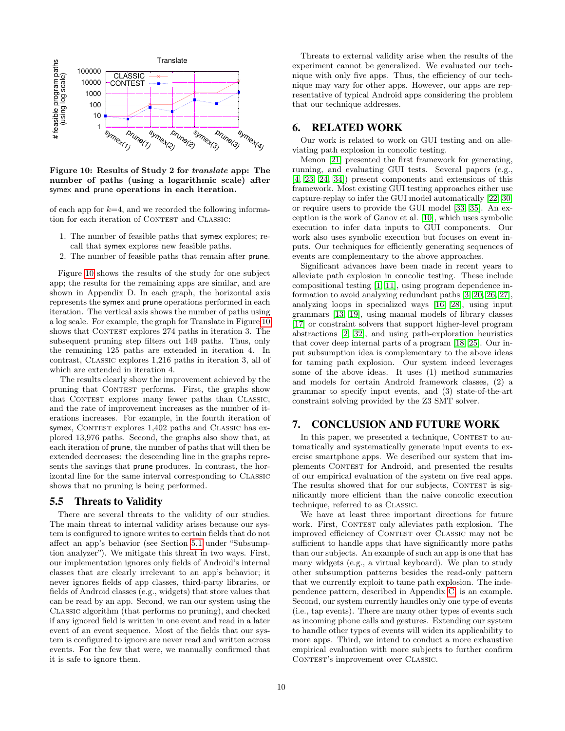Figure 10: Results of Study 2 for *translate* app: The number of paths (using a logarithmic scale) after symex and prune operations in each iteration.

of each app for $k$=4, and we recorded the following information for each iteration of CONTEST and CLASSIC:

1. The number of feasible paths that symex explores; recall that symex explores new feasible paths.
2. The number of feasible paths that remain after prune.

Figure 10 shows the results of the study for one subject app; the results for the remaining apps are similar, and are shown in Appendix D. In each graph, the horizontal axis represents the symex and prune operations performed in each iteration. The vertical axis shows the number of paths using a log scale. For example, the graph for Translate in Figure 10 shows that CONTEST explores 274 paths in iteration 3. The subsequent pruning step filters out 149 paths. Thus, only the remaining 125 paths are extended in iteration 4. In contrast, CLASSIC explores 1,216 paths in iteration 3, all of which are extended in iteration 4.

The results clearly show the improvement achieved by the pruning that CONTEST performs. First, the graphs show that CONTEST explores many fewer paths than CLASSIC, and the rate of improvement increases as the number of iterations increases. For example, in the fourth iteration of symex, CONTEST explores 1,402 paths and CLASSIC has explored 13,976 paths. Second, the graphs also show that, at each iteration of prune, the number of paths that will then be extended decreases: the descending line in the graphs represents the savings that prune produces. In contrast, the horizontal line for the same interval corresponding to CLASSIC shows that no pruning is being performed.

## 5.5 Threats to Validity

There are several threats to the validity of our studies. The main threat to internal validity arises because our system is configured to ignore writes to certain fields that do not affect an app's behavior (see Section 5.1 under "Subsumption analyzer"). We mitigate this threat in two ways. First, our implementation ignores only fields of Android's internal classes that are clearly irrelevant to an app's behavior; it never ignores fields of app classes, third-party libraries, or fields of Android classes (e.g., widgets) that store values that can be read by an app. Second, we ran our system using the CLASSIC algorithm (that performs no pruning), and checked if any ignored field is written in one event and read in a later event of an event sequence. Most of the fields that our system is configured to ignore are never read and written across events. For the few that were, we manually confirmed that it is safe to ignore them.

Threats to external validity arise when the results of the experiment cannot be generalized. We evaluated our technique with only five apps. Thus, the efficiency of our technique may vary for other apps. However, our apps are representative of typical Android apps considering the problem that our technique addresses.

# 6. RELATED WORK

Our work is related to work on GUI testing and on alleviating path explosion in concolic testing.

Menon [21] presented the first framework for generating, running, and evaluating GUI tests. Several papers (e.g., [4, 23, 24, 34]) present components and extensions of this framework. Most existing GUI testing approaches either use capture-replay to infer the GUI model automatically [22, 30] or require users to provide the GUI model [33, 35]. An exception is the work of Ganov et al. [10], which uses symbolic execution to infer data inputs to GUI components. Our work also uses symbolic execution but focuses on event inputs. Our techniques for efficiently generating sequences of events are complementary to the above approaches.

Significant advances have been made in recent years to alleviate path explosion in concolic testing. These include compositional testing [1, 11], using program dependence information to avoid analyzing redundant paths [3, 20, 26, 27], analyzing loops in specialized ways [16, 28], using input grammars [13, 19], using manual models of library classes [17] or constraint solvers that support higher-level program abstractions [2, 32], and using path-exploration heuristics that cover deep internal parts of a program [18, 25]. Our input subsumption idea is complementary to the above ideas for taming path explosion. Our system indeed leverages some of the above ideas. It uses (1) method summaries and models for certain Android framework classes, (2) a grammar to specify input events, and (3) state-of-the-art constraint solving provided by the Z3 SMT solver.

# 7. CONCLUSION AND FUTURE WORK

In this paper, we presented a technique, CONTEST to automatically and systematically generate input events to exercise smartphone apps. We described our system that implements CONTEST for Android, and presented the results of our empirical evaluation of the system on five real apps. The results showed that for our subjects, CONTEST is significantly more efficient than the naive concolic execution technique, referred to as CLASSIC.

We have at least three important directions for future work. First, CONTEST only alleviates path explosion. The improved efficiency of CONTEST over CLASSIC may not be sufficient to handle apps that have significantly more paths than our subjects. An example of such an app is one that has many widgets (e.g., a virtual keyboard). We plan to study other subsumption patterns besides the read-only pattern that we currently exploit to tame path explosion. The independence pattern, described in Appendix C, is an example. Second, our system currently handles only one type of events (i.e., tap events). There are many other types of events such as incoming phone calls and gestures. Extending our system to handle other types of events will widen its applicability to more apps. Third, we intend to conduct a more exhaustive empirical evaluation with more subjects to further confirm CONTEST's improvement over CLASSIC.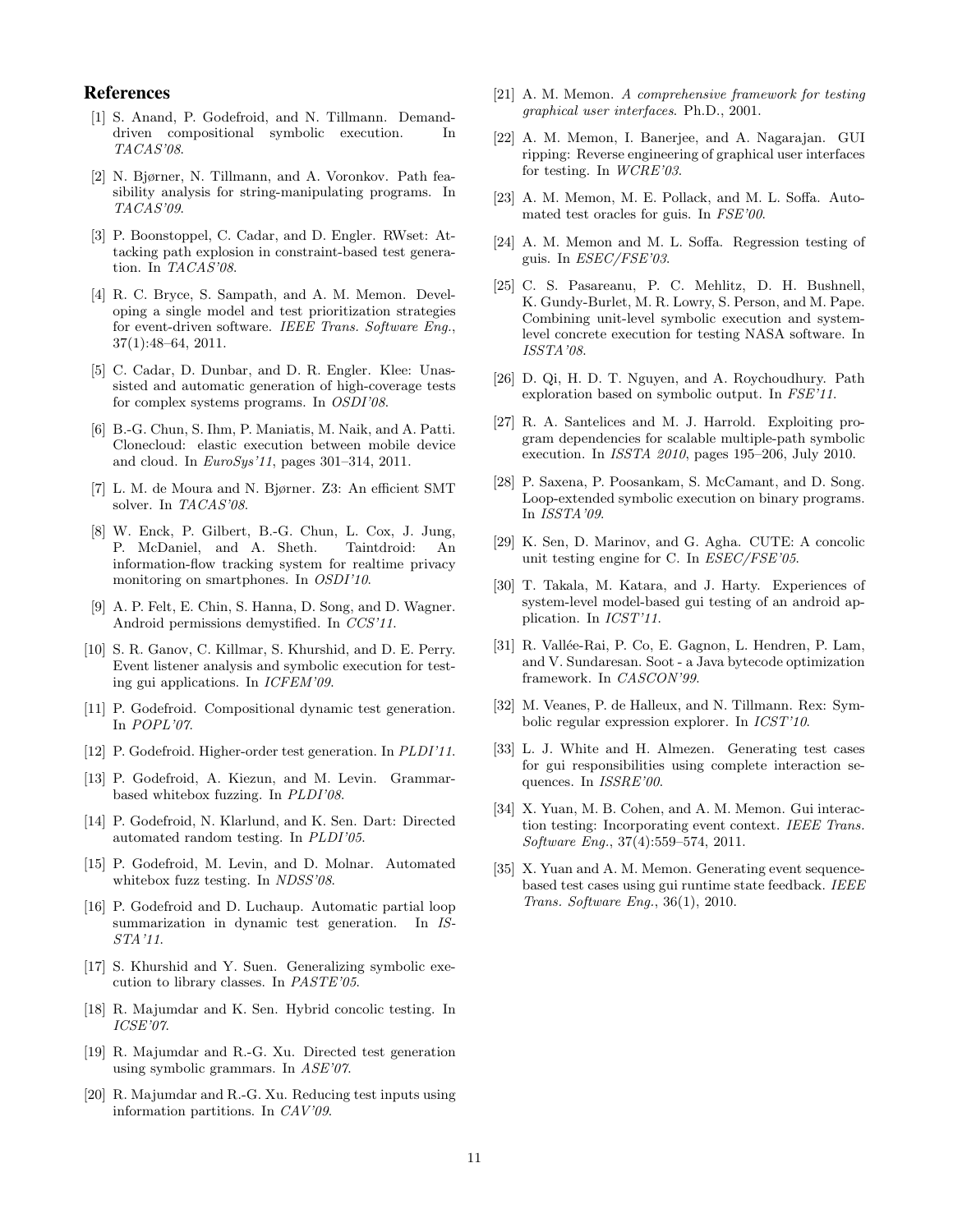## References

[1] S. Anand, P. Godefroid, and N. Tillmann. Demand-driven compositional symbolic execution. In *TACAS'08*.

[2] N. Bjørner, N. Tillmann, and A. Voronkov. Path feasibility analysis for string-manipulating programs. In *TACAS'09*.

[3] P. Boonstoppel, C. Cadar, and D. Engler. RWset: Attacking path explosion in constraint-based test generation. In *TACAS'08*.

[4] R. C. Bryce, S. Sampath, and A. M. Memon. Developing a single model and test prioritization strategies for event-driven software. *IEEE Trans. Software Eng.*, 37(1):48–64, 2011.

[5] C. Cadar, D. Dunbar, and D. R. Engler. Klee: Unassisted and automatic generation of high-coverage tests for complex systems programs. In *OSDI'08*.

[6] B.-G. Chun, S. Ihm, P. Maniatis, M. Naik, and A. Patti. Clonecloud: elastic execution between mobile device and cloud. In *EuroSys'11*, pages 301–314, 2011.

[7] L. M. de Moura and N. Bjørner. Z3: An efficient SMT solver. In *TACAS'08*.

[8] W. Enck, P. Gilbert, B.-G. Chun, L. Cox, J. Jung, P. McDaniel, and A. Sheth. Taintdroid: An information-flow tracking system for realtime privacy monitoring on smartphones. In *OSDI'10*.

[9] A. P. Felt, E. Chin, S. Hanna, D. Song, and D. Wagner. Android permissions demystified. In *CCS'11*.

[10] S. R. Ganov, C. Killmar, S. Khurshid, and D. E. Perry. Event listener analysis and symbolic execution for testing gui applications. In *ICFEM'09*.

[11] P. Godefroid. Compositional dynamic test generation. In *POPL'07*.

[12] P. Godefroid. Higher-order test generation. In *PLDI'11*.

[13] P. Godefroid, A. Kiezun, and M. Levin. Grammar-based whitebox fuzzing. In *PLDI'08*.

[14] P. Godefroid, N. Klarlund, and K. Sen. Dart: Directed automated random testing. In *PLDI'05*.

[15] P. Godefroid, M. Levin, and D. Molnar. Automated whitebox fuzz testing. In *NDSS'08*.

[16] P. Godefroid and D. Luchaup. Automatic partial loop summarization in dynamic test generation. In *ISSTA'11*.

[17] S. Khurshid and Y. Suen. Generalizing symbolic execution to library classes. In *PASTE'05*.

[18] R. Majumdar and K. Sen. Hybrid concolic testing. In *ICSE'07*.

[19] R. Majumdar and R.-G. Xu. Directed test generation using symbolic grammars. In *ASE'07*.

[20] R. Majumdar and R.-G. Xu. Reducing test inputs using information partitions. In *CAV'09*.

[21] A. M. Memon. *A comprehensive framework for testing graphical user interfaces*. Ph.D., 2001.

[22] A. M. Memon, I. Banerjee, and A. Nagarajan. GUI ripping: Reverse engineering of graphical user interfaces for testing. In *WCRE'03*.

[23] A. M. Memon, M. E. Pollack, and M. L. Soffa. Automated test oracles for guis. In *FSE'00*.

[24] A. M. Memon and M. L. Soffa. Regression testing of guis. In *ESEC/FSE'03*.

[25] C. S. Pasareanu, P. C. Mehlitz, D. H. Bushnell, K. Gundy-Burlet, M. R. Lowry, S. Person, and M. Pape. Combining unit-level symbolic execution and system-level concrete execution for testing NASA software. In *ISSTA'08*.

[26] D. Qi, H. D. T. Nguyen, and A. Roychoudhury. Path exploration based on symbolic output. In *FSE'11*.

[27] R. A. Santelices and M. J. Harrold. Exploiting program dependencies for scalable multiple-path symbolic execution. In *ISSTA 2010*, pages 195–206, July 2010.

[28] P. Saxena, P. Poosankam, S. McCamant, and D. Song. Loop-extended symbolic execution on binary programs. In *ISSTA'09*.

[29] K. Sen, D. Marinov, and G. Agha. CUTE: A concolic unit testing engine for C. In *ESEC/FSE'05*.

[30] T. Takala, M. Katara, and J. Harty. Experiences of system-level model-based gui testing of an android application. In *ICST'11*.

[31] R. Vallée-Rai, P. Co, E. Gagnon, L. Hendren, P. Lam, and V. Sundaresan. Soot - a Java bytecode optimization framework. In *CASCON'99*.

[32] M. Veanes, P. de Halleux, and N. Tillmann. Rex: Symbolic regular expression explorer. In *ICST'10*.

[33] L. J. White and H. Almezen. Generating test cases for gui responsibilities using complete interaction sequences. In *ISSRE'00*.

[34] X. Yuan, M. B. Cohen, and A. M. Memon. Gui interaction testing: Incorporating event context. *IEEE Trans. Software Eng.*, 37(4):559–574, 2011.

[35] X. Yuan and A. M. Memon. Generating event sequence-based test cases using gui runtime state feedback. *IEEE Trans. Software Eng.*, 36(1), 2010.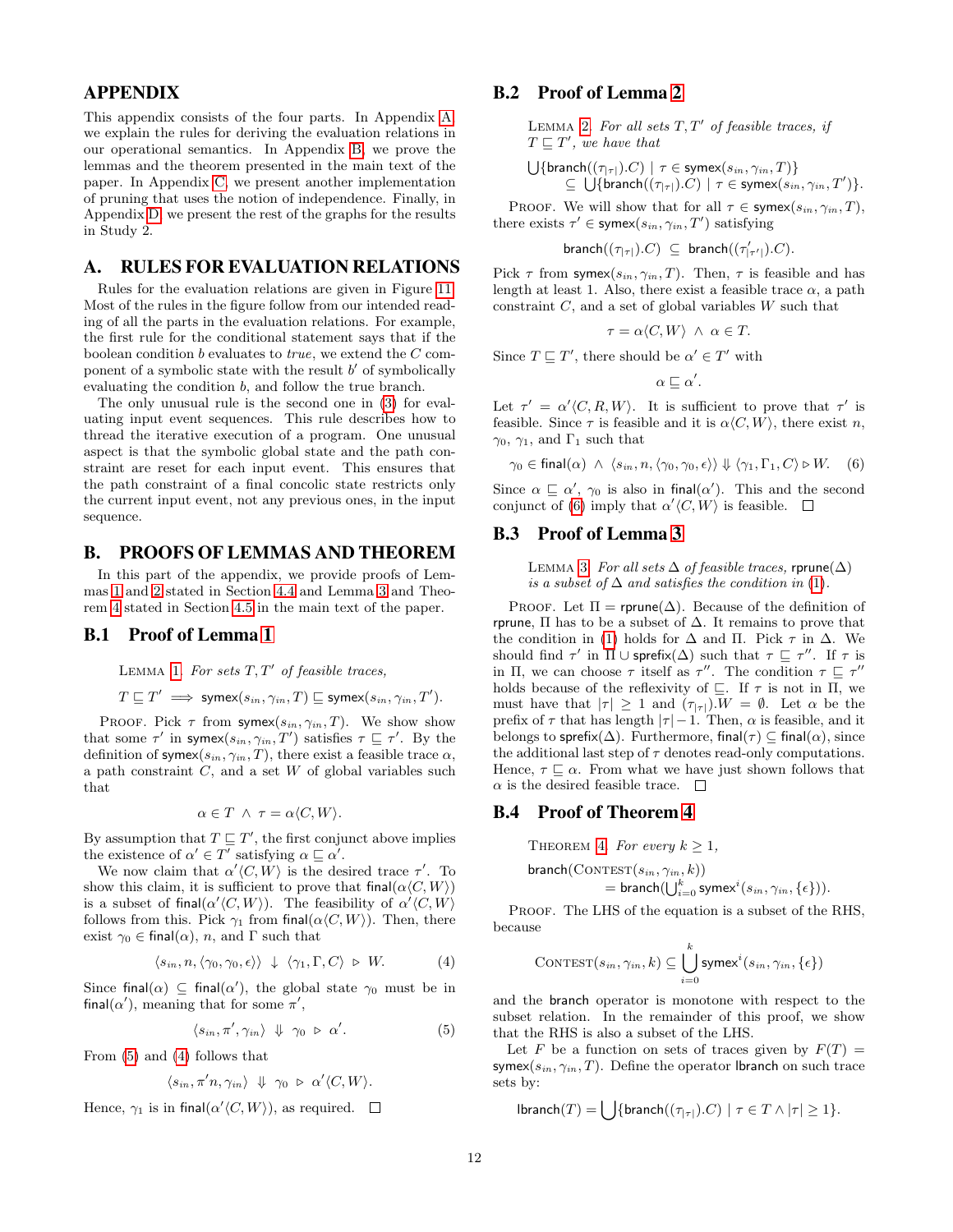## APPENDIX

This appendix consists of the four parts. In Appendix A, we explain the rules for deriving the evaluation relations in our operational semantics. In Appendix B, we prove the lemmas and the theorem presented in the main text of the paper. In Appendix C, we present another implementation of pruning that uses the notion of independence. Finally, in Appendix D, we present the rest of the graphs for the results in Study 2.

## A. RULES FOR EVALUATION RELATIONS

Rules for the evaluation relations are given in Figure 11. Most of the rules in the figure follow from our intended reading of all the parts in the evaluation relations. For example, the first rule for the conditional statement says that if the boolean condition $b$ evaluates to *true*, we extend the $C$ component of a symbolic state with the result $b'$ of symbolically evaluating the condition $b$, and follow the true branch.

The only unusual rule is the second one in (3) for evaluating input event sequences. This rule describes how to thread the iterative execution of a program. One unusual aspect is that the symbolic global state and the path constraint are reset for each input event. This ensures that the path constraint of a final concolic state restricts only the current input event, not any previous ones, in the input sequence.

## B. PROOFS OF LEMMAS AND THEOREM

In this part of the appendix, we provide proofs of Lemmas 1 and 2 stated in Section 4.4 and Lemma 3 and Theorem 4 stated in Section 4.5 in the main text of the paper.

### B.1 Proof of Lemma 1

LEMMA 1. *For sets $T, T'$ of feasible traces,*

$$T \sqsubseteq T' \implies \mathsf{symex}(s_{in}, \gamma_{in}, T) \sqsubseteq \mathsf{symex}(s_{in}, \gamma_{in}, T').$$

PROOF. Pick $\tau$ from $\mathsf{symex}(s_{in}, \gamma_{in}, T)$. We show that some $\tau'$ in $\mathsf{symex}(s_{in}, \gamma_{in}, T')$ satisfies $\tau \sqsubseteq \tau'$. By the definition of $\mathsf{symex}(s_{in}, \gamma_{in}, T)$, there exist a feasible trace $\alpha$, a path constraint $C$, and a set $W$ of global variables such that

$$\alpha \in T \ \wedge \ \tau = \alpha\langle C, W\rangle.$$

By assumption that $T \sqsubseteq T'$, the first conjunct above implies the existence of $\alpha' \in T'$ satisfying $\alpha \sqsubseteq \alpha'$.

We now claim that $\alpha'\langle C, W\rangle$ is the desired trace $\tau'$. To show this claim, it is sufficient to prove that $\mathsf{final}(\alpha\langle C, W\rangle)$ is a subset of $\mathsf{final}(\alpha'\langle C, W\rangle)$. The feasibility of $\alpha'\langle C, W\rangle$ follows from this. Pick $\gamma_1$ from $\mathsf{final}(\alpha\langle C, W\rangle)$. Then, there exist $\gamma_0 \in \mathsf{final}(\alpha)$, $n$, and $\Gamma$ such that

$$\langle s_{in}, n, \langle \gamma_0, \gamma_0, \epsilon\rangle\rangle \ \downarrow \ \langle \gamma_1, \Gamma, C\rangle \ \triangleright \ W. \tag{4}$$

Since $\mathsf{final}(\alpha) \subseteq \mathsf{final}(\alpha')$, the global state $\gamma_0$ must be in $\mathsf{final}(\alpha')$, meaning that for some $\pi'$,

$$\langle s_{in}, \pi', \gamma_{in}\rangle \ \Downarrow \ \gamma_0 \ \triangleright \ \alpha'. \tag{5}$$

From (5) and (4) follows that

$$\langle s_{in}, \pi' n, \gamma_{in}\rangle \ \Downarrow \ \gamma_0 \ \triangleright \ \alpha'\langle C, W\rangle.$$

Hence, $\gamma_1$ is in $\mathsf{final}(\alpha'\langle C, W\rangle)$, as required. $\square$

### B.2 Proof of Lemma 2

LEMMA 2. *For all sets $T, T'$ of feasible traces, if $T \sqsubseteq T'$, we have that*

$$\bigcup\{\mathsf{branch}((\tau_{|\tau|}).C) \mid \tau \in \mathsf{symex}(s_{in}, \gamma_{in}, T)\} \subseteq \bigcup\{\mathsf{branch}((\tau_{|\tau|}).C) \mid \tau \in \mathsf{symex}(s_{in}, \gamma_{in}, T')\}.$$

PROOF. We will show that for all $\tau \in \mathsf{symex}(s_{in}, \gamma_{in}, T)$, there exists $\tau' \in \mathsf{symex}(s_{in}, \gamma_{in}, T')$ satisfying

$$\mathsf{branch}((\tau_{|\tau|}).C) \ \subseteq \ \mathsf{branch}((\tau'_{|\tau'|}).C).$$

Pick $\tau$ from $\mathsf{symex}(s_{in}, \gamma_{in}, T)$. Then, $\tau$ is feasible and has length at least 1. Also, there exist a feasible trace $\alpha$, a path constraint $C$, and a set of global variables $W$ such that

$$\tau = \alpha\langle C, W\rangle \ \wedge \ \alpha \in T.$$

Since $T \sqsubseteq T'$, there should be $\alpha' \in T'$ with

$$\alpha \sqsubseteq \alpha'.$$

Let $\tau' = \alpha'\langle C, R, W\rangle$. It is sufficient to prove that $\tau'$ is feasible. Since $\tau$ is feasible and it is $\alpha\langle C, W\rangle$, there exist $n$, $\gamma_0$, $\gamma_1$, and $\Gamma_1$ such that

$$\gamma_0 \in \mathsf{final}(\alpha) \ \wedge \ \langle s_{in}, n, \langle \gamma_0, \gamma_0, \epsilon\rangle\rangle \Downarrow \langle \gamma_1, \Gamma_1, C\rangle \triangleright W. \tag{6}$$

Since $\alpha \sqsubseteq \alpha'$, $\gamma_0$ is also in $\mathsf{final}(\alpha')$. This and the second conjunct of (6) imply that $\alpha'\langle C, W\rangle$ is feasible. $\square$

### B.3 Proof of Lemma 3

LEMMA 3. *For all sets $\Delta$ of feasible traces, $\mathsf{rprune}(\Delta)$ is a subset of $\Delta$ and satisfies the condition in (1).*

PROOF. Let $\Pi = \mathsf{rprune}(\Delta)$. Because of the definition of $\mathsf{rprune}$, $\Pi$ has to be a subset of $\Delta$. It remains to prove that the condition in (1) holds for $\Delta$ and $\Pi$. Pick $\tau$ in $\Delta$. We should find $\tau'$ in $\Pi \cup \mathsf{sprefix}(\Delta)$ such that $\tau \sqsubseteq \tau''$. If $\tau$ is in $\Pi$, we can choose $\tau$ itself as $\tau''$. The condition $\tau \sqsubseteq \tau''$ holds because of the reflexivity of $\sqsubseteq$. If $\tau$ is not in $\Pi$, we must have that $|\tau| \geq 1$ and $(\tau_{|\tau|}).W = \emptyset$. Let $\alpha$ be the prefix of $\tau$ that has length $|\tau| - 1$. Then, $\alpha$ is feasible, and it belongs to $\mathsf{sprefix}(\Delta)$. Furthermore, $\mathsf{final}(\tau) \subseteq \mathsf{final}(\alpha)$, since the additional last step of $\tau$ denotes read-only computations. Hence, $\tau \sqsubseteq \alpha$. From what we have just shown follows that $\alpha$ is the desired feasible trace. $\square$

### B.4 Proof of Theorem 4

THEOREM 4. *For every $k \geq 1$,*

$$\mathsf{branch}(\textsc{Contest}(s_{in}, \gamma_{in}, k)) = \mathsf{branch}(\textstyle\bigcup_{i=0}^{k} \mathsf{symex}^i(s_{in}, \gamma_{in}, \{\epsilon\})).$$

PROOF. The LHS of the equation is a subset of the RHS, because

$$\textsc{Contest}(s_{in}, \gamma_{in}, k) \subseteq \bigcup_{i=0}^{k} \mathsf{symex}^i(s_{in}, \gamma_{in}, \{\epsilon\})$$

and the $\mathsf{branch}$ operator is monotone with respect to the subset relation. In the remainder of this proof, we show that the RHS is also a subset of the LHS.

Let $F$ be a function on sets of traces given by $F(T) = \mathsf{symex}(s_{in}, \gamma_{in}, T)$. Define the operator $\mathsf{lbranch}$ on such trace sets by:

$$\mathsf{lbranch}(T) = \bigcup\{\mathsf{branch}((\tau_{|\tau|}).C) \mid \tau \in T \wedge |\tau| \geq 1\}.$$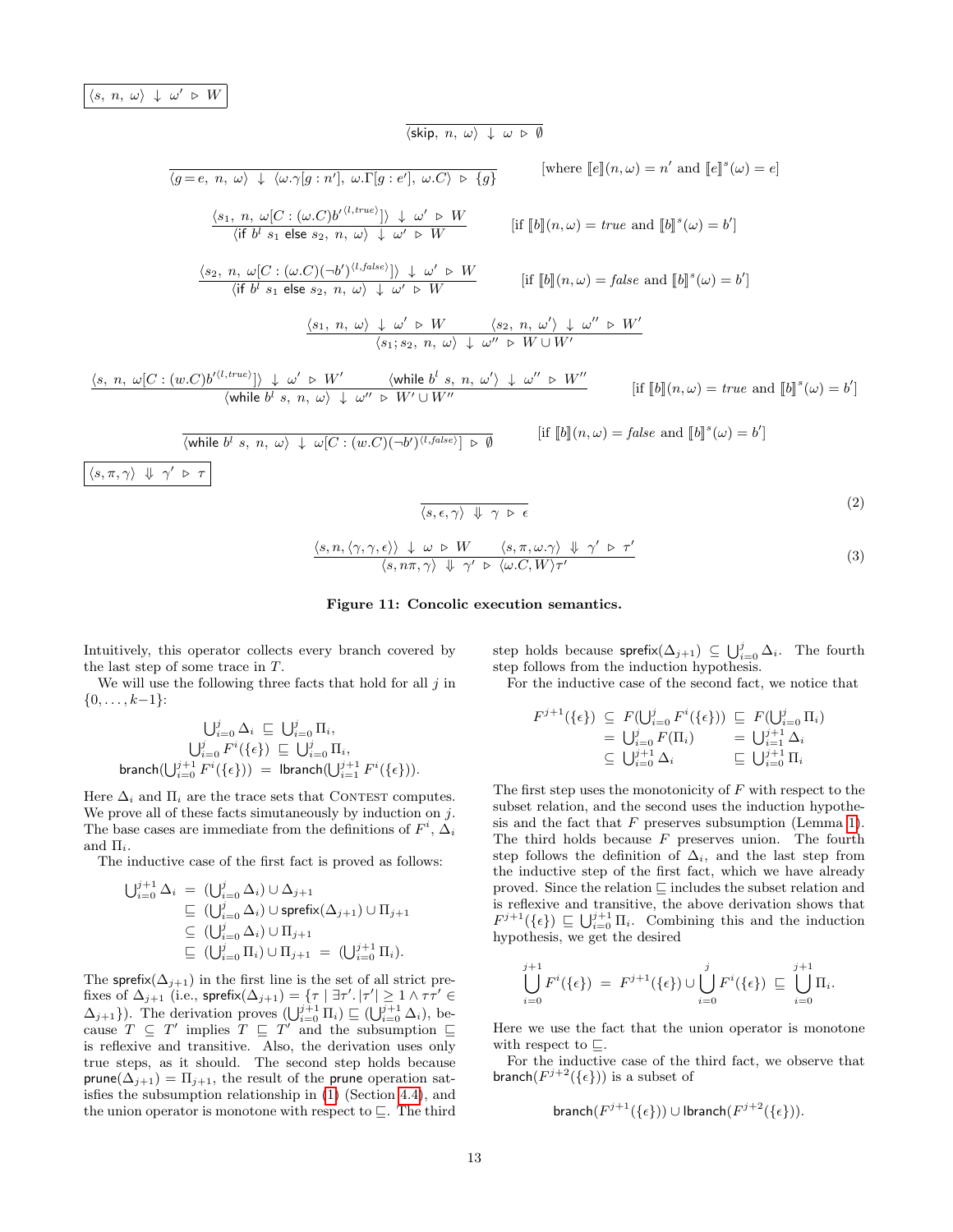$$\boxed{\langle s,\ n,\ \omega\rangle\ \downarrow\ \omega'\ \triangleright\ W}$$

$$\frac{}{\langle \mathsf{skip},\ n,\ \omega\rangle\ \downarrow\ \omega\ \triangleright\ \emptyset}$$

$$\frac{}{\langle g\!=\!e,\ n,\ \omega\rangle\ \downarrow\ \langle \omega.\gamma[g:n'],\ \omega.\Gamma[g:e'],\ \omega.C\rangle\ \triangleright\ \{g\}} \qquad [\text{where } [\![e]\!](n,\omega)=n' \text{ and } [\![e]\!]^s(\omega)=e]$$

$$\frac{\langle s_1,\ n,\ \omega[C:(\omega.C)b'^{\langle l,true\rangle}]\rangle\ \downarrow\ \omega'\ \triangleright\ W}{\langle \mathsf{if}\ b^l\ s_1\ \mathsf{else}\ s_2,\ n,\ \omega\rangle\ \downarrow\ \omega'\ \triangleright\ W} \qquad [\text{if } [\![b]\!](n,\omega)=true \text{ and } [\![b]\!]^s(\omega)=b']$$

$$\frac{\langle s_2,\ n,\ \omega[C:(\omega.C)(\neg b')^{\langle l,false\rangle}]\rangle\ \downarrow\ \omega'\ \triangleright\ W}{\langle \mathsf{if}\ b^l\ s_1\ \mathsf{else}\ s_2,\ n,\ \omega\rangle\ \downarrow\ \omega'\ \triangleright\ W} \qquad [\text{if } [\![b]\!](n,\omega)=false \text{ and } [\![b]\!]^s(\omega)=b']$$

$$\frac{\langle s_1,\ n,\ \omega\rangle\ \downarrow\ \omega'\ \triangleright\ W \qquad \langle s_2,\ n,\ \omega'\rangle\ \downarrow\ \omega''\ \triangleright\ W'}{\langle s_1;s_2,\ n,\ \omega\rangle\ \downarrow\ \omega''\ \triangleright\ W\cup W'}$$

$$\frac{\langle s,\ n,\ \omega[C:(w.C)b'^{\langle l,true\rangle}]\rangle\ \downarrow\ \omega'\ \triangleright\ W' \qquad \langle \mathsf{while}\ b^l\ s,\ n,\ \omega'\rangle\ \downarrow\ \omega''\ \triangleright\ W''}{\langle \mathsf{while}\ b^l\ s,\ n,\ \omega\rangle\ \downarrow\ \omega''\ \triangleright\ W'\cup W''} \qquad [\text{if } [\![b]\!](n,\omega)=true \text{ and } [\![b]\!]^s(\omega)=b']$$

$$\frac{}{\langle \mathsf{while}\ b^l\ s,\ n,\ \omega\rangle\ \downarrow\ \omega[C:(w.C)(\neg b')^{\langle l,false\rangle}]\ \triangleright\ \emptyset} \qquad [\text{if } [\![b]\!](n,\omega)=false \text{ and } [\![b]\!]^s(\omega)=b']$$

$$\boxed{\langle s,\pi,\gamma\rangle\ \Downarrow\ \gamma'\ \triangleright\ \tau}$$

$$\frac{}{\langle s,\epsilon,\gamma\rangle\ \Downarrow\ \gamma\ \triangleright\ \epsilon} \tag{2}$$

$$\frac{\langle s,n,\langle\gamma,\gamma,\epsilon\rangle\rangle\ \downarrow\ \omega\ \triangleright\ W \qquad \langle s,\pi,\omega.\gamma\rangle\ \Downarrow\ \gamma'\ \triangleright\ \tau'}{\langle s,n\pi,\gamma\rangle\ \Downarrow\ \gamma'\ \triangleright\ \langle\omega.C,W\rangle\tau'} \tag{3}$$

**Figure 11: Concolic execution semantics.**

Intuitively, this operator collects every branch covered by the last step of some trace in $T$.

We will use the following three facts that hold for all $j$ in $\{0,\ldots,k-1\}$:

$$\textstyle\bigcup_{i=0}^{j}\Delta_i\ \sqsubseteq\ \bigcup_{i=0}^{j}\Pi_i,$$
$$\textstyle\bigcup_{i=0}^{j}F^i(\{\epsilon\})\ \sqsubseteq\ \bigcup_{i=0}^{j}\Pi_i,$$
$$\textstyle\mathsf{branch}(\bigcup_{i=0}^{j+1}F^i(\{\epsilon\}))\ =\ \mathsf{lbranch}(\bigcup_{i=1}^{j+1}F^i(\{\epsilon\})).$$

Here $\Delta_i$ and $\Pi_i$ are the trace sets that Contest computes. We prove all of these facts simutaneously by induction on $j$. The base cases are immediate from the definitions of $F^i$, $\Delta_i$ and $\Pi_i$.

The inductive case of the first fact is proved as follows:

$$\begin{aligned}
\textstyle\bigcup_{i=0}^{j+1}\Delta_i\ &=\ \textstyle(\bigcup_{i=0}^{j}\Delta_i)\cup\Delta_{j+1}\\
&\sqsubseteq\ \textstyle(\bigcup_{i=0}^{j}\Delta_i)\cup\mathsf{sprefix}(\Delta_{j+1})\cup\Pi_{j+1}\\
&\subseteq\ \textstyle(\bigcup_{i=0}^{j}\Delta_i)\cup\Pi_{j+1}\\
&\sqsubseteq\ \textstyle(\bigcup_{i=0}^{j}\Pi_i)\cup\Pi_{j+1}\ =\ (\bigcup_{i=0}^{j+1}\Pi_i).
\end{aligned}$$

The $\mathsf{sprefix}(\Delta_{j+1})$ in the first line is the set of all strict prefixes of $\Delta_{j+1}$ (i.e., $\mathsf{sprefix}(\Delta_{j+1})=\{\tau\mid\exists\tau'.\,|\tau'|\geq 1\wedge\tau\tau'\in\Delta_{j+1}\}$). The derivation proves $(\bigcup_{i=0}^{j+1}\Pi_i)\sqsubseteq(\bigcup_{i=0}^{j+1}\Delta_i)$, because $T\subseteq T'$ implies $T\sqsubseteq T'$ and the subsumption $\sqsubseteq$ is reflexive and transitive. Also, the derivation uses only true steps, as it should. The second step holds because $\mathsf{prune}(\Delta_{j+1})=\Pi_{j+1}$, the result of the $\mathsf{prune}$ operation satisfies the subsumption relationship in (1) (Section 4.4), and the union operator is monotone with respect to $\sqsubseteq$. The third step holds because $\mathsf{sprefix}(\Delta_{j+1})\subseteq\bigcup_{i=0}^{j}\Delta_i$. The fourth step follows from the induction hypothesis.

For the inductive case of the second fact, we notice that

$$\begin{aligned}
F^{j+1}(\{\epsilon\})\ &\subseteq\ \textstyle F(\bigcup_{i=0}^{j}F^i(\{\epsilon\}))\ &&\sqsubseteq\ \textstyle F(\bigcup_{i=0}^{j}\Pi_i)\\
&=\ \textstyle\bigcup_{i=0}^{j}F(\Pi_i) &&=\ \textstyle\bigcup_{i=1}^{j+1}\Delta_i\\
&\subseteq\ \textstyle\bigcup_{i=0}^{j+1}\Delta_i &&\sqsubseteq\ \textstyle\bigcup_{i=0}^{j+1}\Pi_i
\end{aligned}$$

The first step uses the monotonicity of $F$ with respect to the subset relation, and the second uses the induction hypothesis and the fact that $F$ preserves subsumption (Lemma 1). The third holds because $F$ preserves union. The fourth step follows the definition of $\Delta_i$, and the last step from the inductive step of the first fact, which we have already proved. Since the relation $\sqsubseteq$ includes the subset relation and is reflexive and transitive, the above derivation shows that $F^{j+1}(\{\epsilon\})\sqsubseteq\bigcup_{i=0}^{j+1}\Pi_i$. Combining this and the induction hypothesis, we get the desired

$$\bigcup_{i=0}^{j+1}F^i(\{\epsilon\})\ =\ F^{j+1}(\{\epsilon\})\cup\bigcup_{i=0}^{j}F^i(\{\epsilon\})\ \sqsubseteq\ \bigcup_{i=0}^{j+1}\Pi_i.$$

Here we use the fact that the union operator is monotone with respect to $\sqsubseteq$.

For the inductive case of the third fact, we observe that $\mathsf{branch}(F^{j+2}(\{\epsilon\}))$ is a subset of

$$\mathsf{branch}(F^{j+1}(\{\epsilon\}))\cup\mathsf{lbranch}(F^{j+2}(\{\epsilon\})).$$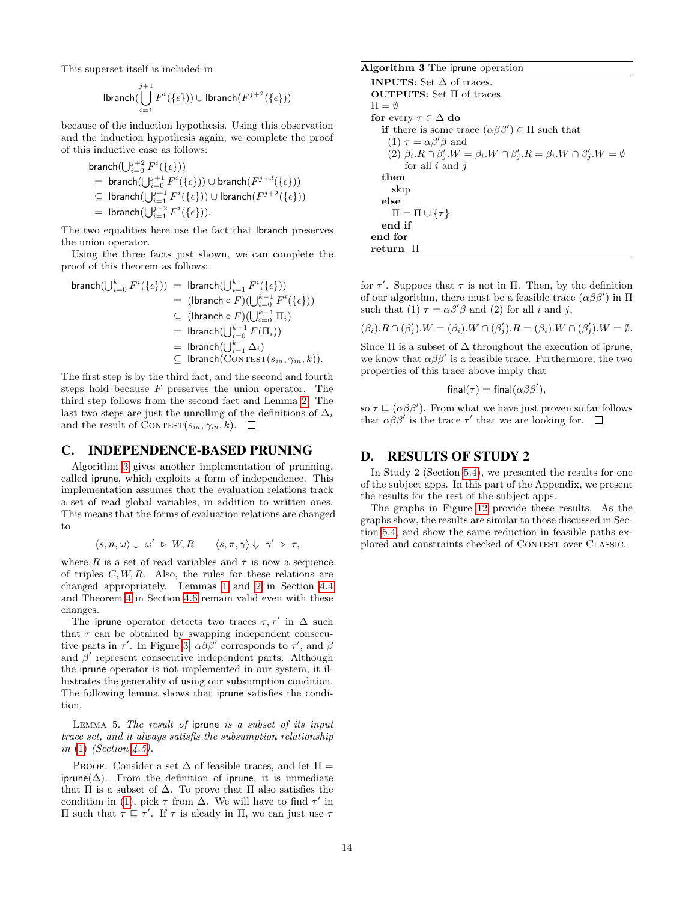This superset itself is included in

$$\mathsf{lbranch}(\bigcup_{i=1}^{j+1} F^i(\{\epsilon\})) \cup \mathsf{lbranch}(F^{j+2}(\{\epsilon\}))$$

because of the induction hypothesis. Using this observation and the induction hypothesis again, we complete the proof of this inductive case as follows:

$$\begin{aligned}
&\mathsf{branch}(\textstyle\bigcup_{i=0}^{j+2} F^i(\{\epsilon\})) \\
&= \mathsf{branch}(\textstyle\bigcup_{i=0}^{j+1} F^i(\{\epsilon\})) \cup \mathsf{branch}(F^{j+2}(\{\epsilon\})) \\
&\subseteq \mathsf{lbranch}(\textstyle\bigcup_{i=1}^{j+1} F^i(\{\epsilon\})) \cup \mathsf{lbranch}(F^{j+2}(\{\epsilon\})) \\
&= \mathsf{lbranch}(\textstyle\bigcup_{i=1}^{j+2} F^i(\{\epsilon\})).
\end{aligned}$$

The two equalities here use the fact that lbranch preserves the union operator.

Using the three facts just shown, we can complete the proof of this theorem as follows:

$$\begin{aligned}
\mathsf{branch}(\textstyle\bigcup_{i=0}^{k} F^i(\{\epsilon\})) &= \mathsf{lbranch}(\textstyle\bigcup_{i=1}^{k} F^i(\{\epsilon\})) \\
&= (\mathsf{lbranch} \circ F)(\textstyle\bigcup_{i=0}^{k-1} F^i(\{\epsilon\})) \\
&\subseteq (\mathsf{lbranch} \circ F)(\textstyle\bigcup_{i=0}^{k-1} \Pi_i) \\
&= \mathsf{lbranch}(\textstyle\bigcup_{i=0}^{k-1} F(\Pi_i)) \\
&= \mathsf{lbranch}(\textstyle\bigcup_{i=1}^{k} \Delta_i) \\
&\subseteq \mathsf{lbranch}(\textsc{Contest}(s_{in}, \gamma_{in}, k)).
\end{aligned}$$

The first step is by the third fact, and the second and fourth steps hold because $F$ preserves the union operator. The third step follows from the second fact and Lemma 2. The last two steps are just the unrolling of the definitions of $\Delta_i$ and the result of $\textsc{Contest}(s_{in}, \gamma_{in}, k)$. □

## C. INDEPENDENCE-BASED PRUNING

Algorithm 3 gives another implementation of prunning, called iprune, which exploits a form of independence. This implementation assumes that the evaluation relations track a set of read global variables, in addition to written ones. This means that the forms of evaluation relations are changed to

$$\langle s, n, \omega \rangle \downarrow\ \omega' \ \triangleright\ W, R \qquad \langle s, \pi, \gamma \rangle \Downarrow\ \gamma' \ \triangleright\ \tau,$$

where $R$ is a set of read variables and $\tau$ is now a sequence of triples $C, W, R$. Also, the rules for these relations are changed appropriately. Lemmas 1 and 2 in Section 4.4 and Theorem 4 in Section 4.6 remain valid even with these changes.

The iprune operator detects two traces $\tau, \tau'$ in $\Delta$ such that $\tau$ can be obtained by swapping independent consecutive parts in $\tau'$. In Figure 3, $\alpha\beta\beta'$ corresponds to $\tau'$, and $\beta$ and $\beta'$ represent consecutive independent parts. Although the iprune operator is not implemented in our system, it illustrates the generality of using our subsumption condition. The following lemma shows that iprune satisfies the condition.

Lemma 5. *The result of* iprune *is a subset of its input trace set, and it always satisfis the subsumption relationship in* (1) *(Section 4.5).*

Proof. Consider a set $\Delta$ of feasible traces, and let $\Pi = \mathsf{iprune}(\Delta)$. From the definition of iprune, it is immediate that $\Pi$ is a subset of $\Delta$. To prove that $\Pi$ also satisfies the condition in (1), pick $\tau$ from $\Delta$. We will have to find $\tau'$ in $\Pi$ such that $\tau \sqsubseteq \tau'$. If $\tau$ is aleady in $\Pi$, we can just use $\tau$ for $\tau'$. Suppoes that $\tau$ is not in $\Pi$. Then, by the definition of our algorithm, there must be a feasible trace $(\alpha\beta\beta')$ in $\Pi$ such that (1) $\tau = \alpha\beta'\beta$ and (2) for all $i$ and $j$,

$$(\beta_i).R \cap (\beta'_j).W = (\beta_i).W \cap (\beta'_j).R = (\beta_i).W \cap (\beta'_j).W = \emptyset.$$

Since $\Pi$ is a subset of $\Delta$ throughout the execution of iprune, we know that $\alpha\beta\beta'$ is a feasible trace. Furthermore, the two properties of this trace above imply that

$$\mathsf{final}(\tau) = \mathsf{final}(\alpha\beta\beta'),$$

so $\tau \sqsubseteq (\alpha\beta\beta')$. From what we have just proven so far follows that $\alpha\beta\beta'$ is the trace $\tau'$ that we are looking for. □

**Algorithm 3** The iprune operation

```
INPUTS: Set Δ of traces.
OUTPUTS: Set Π of traces.
Π = ∅
for every τ ∈ Δ do
  if there is some trace (αββ') ∈ Π such that
    (1) τ = αβ'β and
    (2) β_i.R ∩ β'_j.W = β_i.W ∩ β'_j.R = β_i.W ∩ β'_j.W = ∅
        for all i and j
  then
    skip
  else
    Π = Π ∪ {τ}
  end if
end for
return Π
```

## D. RESULTS OF STUDY 2

In Study 2 (Section 5.4), we presented the results for one of the subject apps. In this part of the Appendix, we present the results for the rest of the subject apps.

The graphs in Figure 12 provide these results. As the graphs show, the results are similar to those discussed in Section 5.4, and show the same reduction in feasible paths explored and constraints checked of $\textsc{Contest}$ over $\textsc{Classic}$.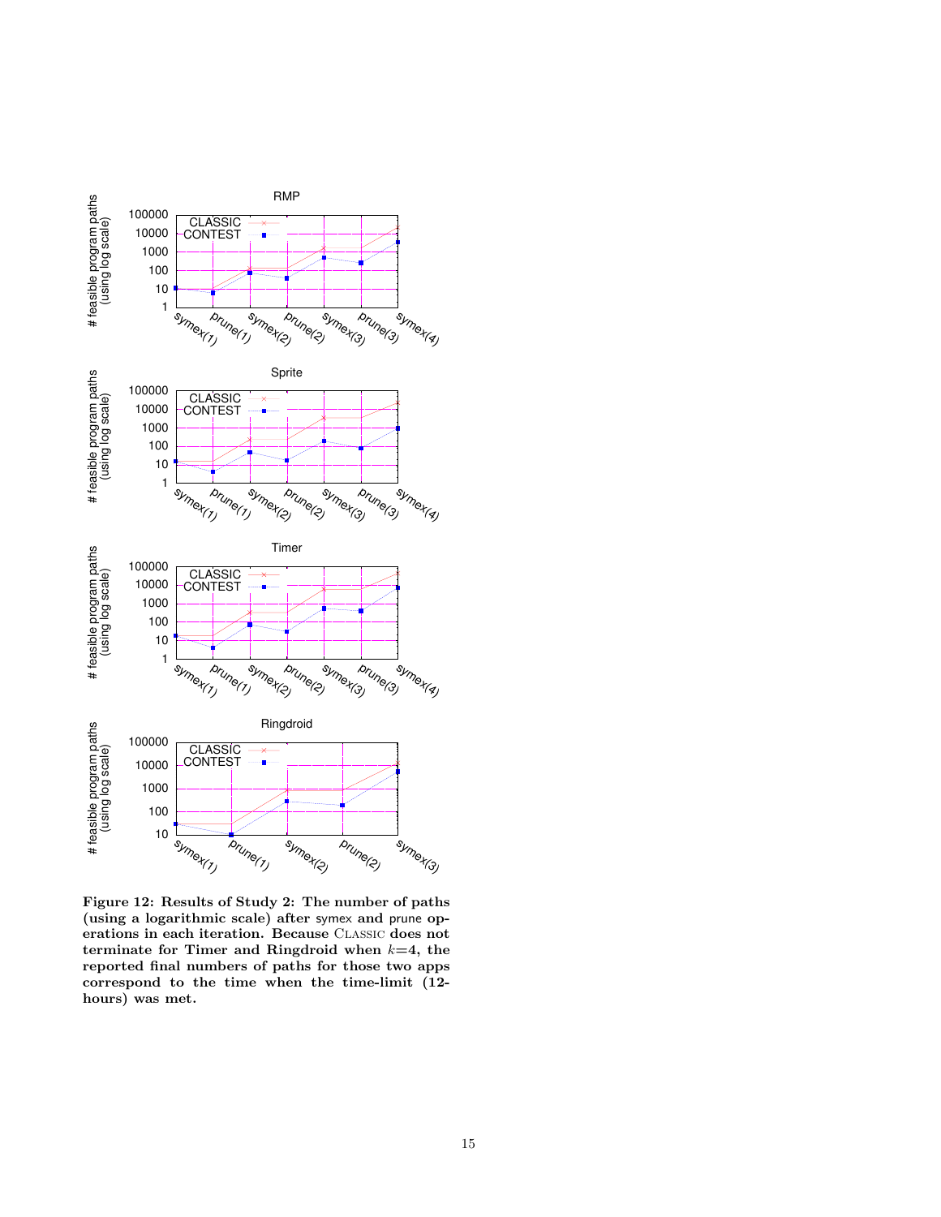RMP

# feasible program paths (using log scale)

100000
10000
1000
100
10
1

CLASSIC
CONTEST

symex(1) prune(1) symex(2) prune(2) symex(3) prune(3) symex(4)

Sprite

# feasible program paths (using log scale)

100000
10000
1000
100
10
1

CLASSIC
CONTEST

symex(1) prune(1) symex(2) prune(2) symex(3) prune(3) symex(4)

Timer

# feasible program paths (using log scale)

100000
10000
1000
100
10
1

CLASSIC
CONTEST

symex(1) prune(1) symex(2) prune(2) symex(3) prune(3) symex(4)

Ringdroid

# feasible program paths (using log scale)

100000
10000
1000
100
10

CLASSIC
CONTEST

symex(1) prune(1) symex(2) prune(2) symex(3)

**Figure 12: Results of Study 2: The number of paths (using a logarithmic scale) after symex and prune operations in each iteration. Because CLASSIC does not terminate for Timer and Ringdroid when $k$=4, the reported final numbers of paths for those two apps correspond to the time when the time-limit (12-hours) was met.**